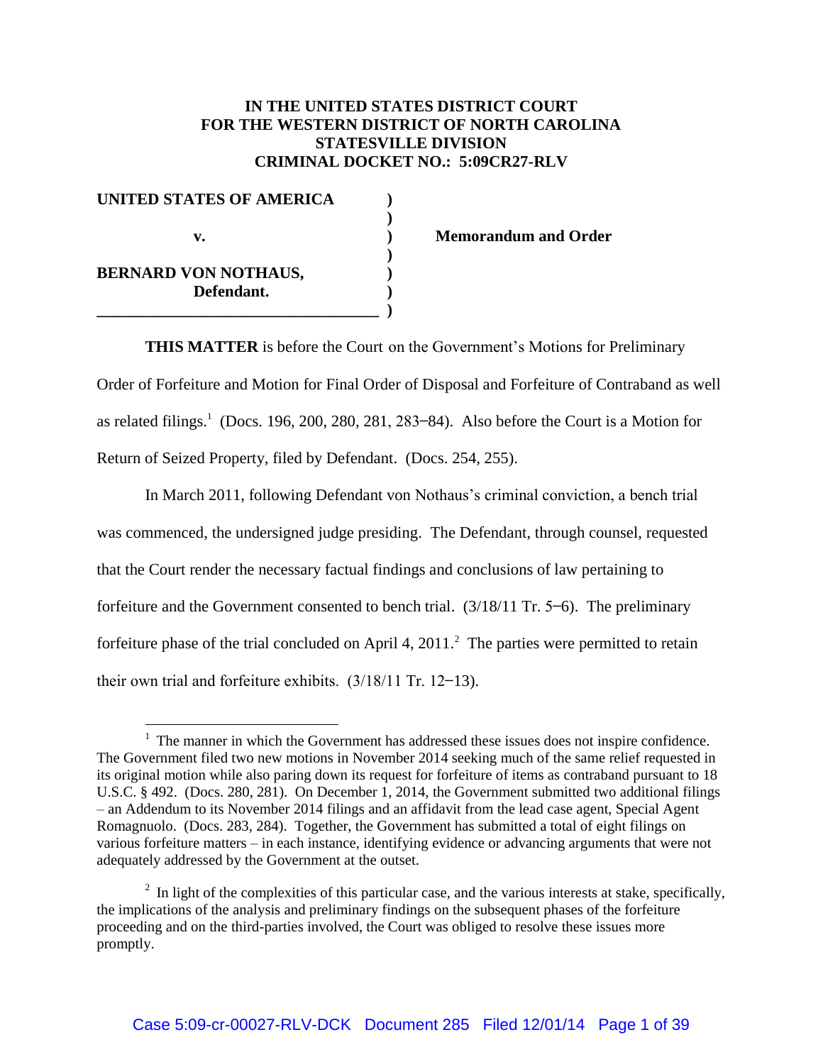**IN THE UNITED STATES DISTRICT COURT**
**FOR THE WESTERN DISTRICT OF NORTH CAROLINA**
**STATESVILLE DIVISION**
**CRIMINAL DOCKET NO.: 5:09CR27-RLV**

| | | |
|---|---|---|
| **UNITED STATES OF AMERICA** | **)** | |
| | **)** | |
| **v.** | **)** | **Memorandum and Order** |
| | **)** | |
| **BERNARD VON NOTHAUS,** | **)** | |
| **Defendant.** | **)** | |
| | **)** | |

**THIS MATTER** is before the Court on the Government's Motions for Preliminary Order of Forfeiture and Motion for Final Order of Disposal and Forfeiture of Contraband as well as related filings.[1] (Docs. 196, 200, 280, 281, 283–84). Also before the Court is a Motion for Return of Seized Property, filed by Defendant. (Docs. 254, 255).

In March 2011, following Defendant von Nothaus's criminal conviction, a bench trial was commenced, the undersigned judge presiding. The Defendant, through counsel, requested that the Court render the necessary factual findings and conclusions of law pertaining to forfeiture and the Government consented to bench trial. (3/18/11 Tr. 5–6). The preliminary forfeiture phase of the trial concluded on April 4, 2011.[2] The parties were permitted to retain their own trial and forfeiture exhibits. (3/18/11 Tr. 12–13).

---

[1] The manner in which the Government has addressed these issues does not inspire confidence. The Government filed two new motions in November 2014 seeking much of the same relief requested in its original motion while also paring down its request for forfeiture of items as contraband pursuant to 18 U.S.C. § 492. (Docs. 280, 281). On December 1, 2014, the Government submitted two additional filings – an Addendum to its November 2014 filings and an affidavit from the lead case agent, Special Agent Romagnuolo. (Docs. 283, 284). Together, the Government has submitted a total of eight filings on various forfeiture matters – in each instance, identifying evidence or advancing arguments that were not adequately addressed by the Government at the outset.

[2] In light of the complexities of this particular case, and the various interests at stake, specifically, the implications of the analysis and preliminary findings on the subsequent phases of the forfeiture proceeding and on the third-parties involved, the Court was obliged to resolve these issues more promptly.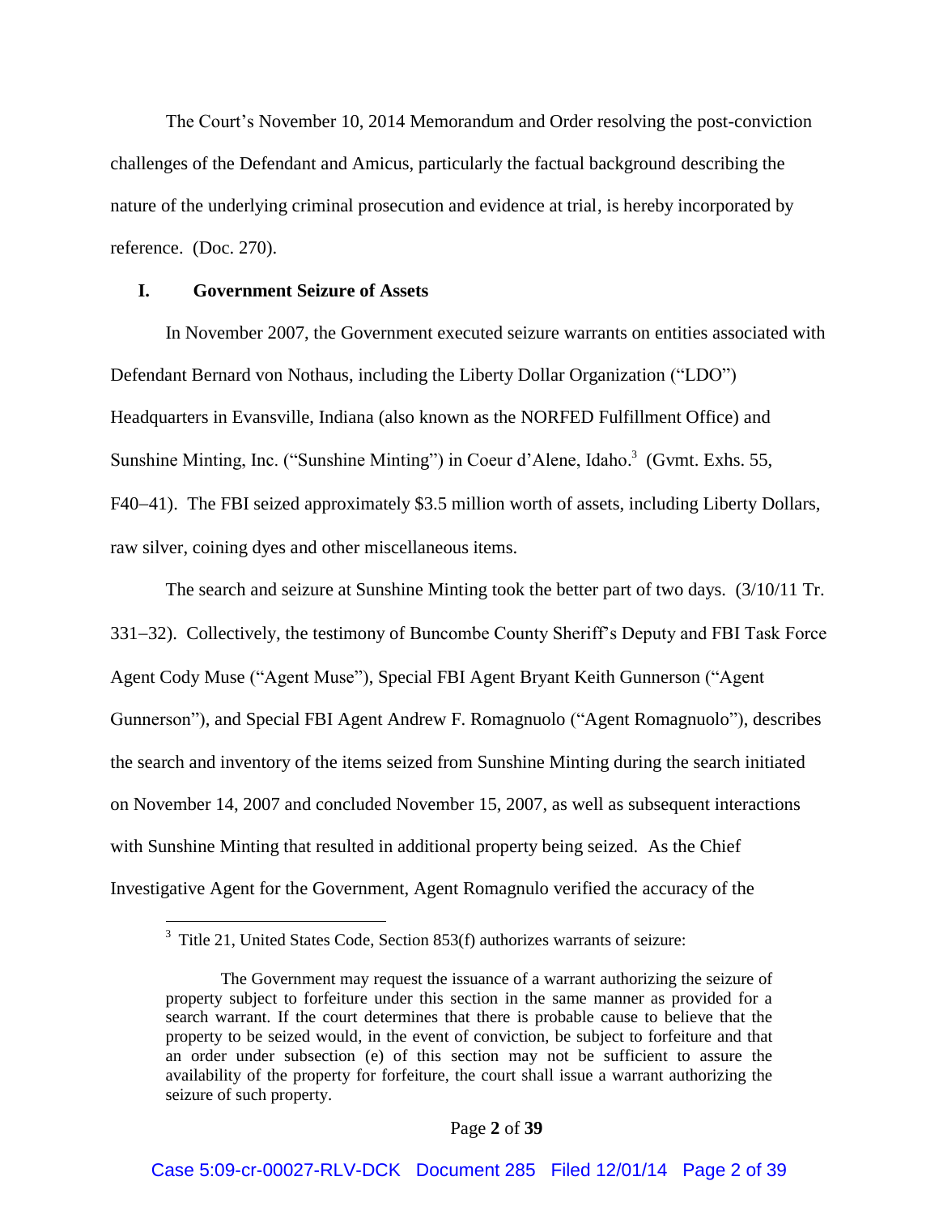The Court's November 10, 2014 Memorandum and Order resolving the post-conviction challenges of the Defendant and Amicus, particularly the factual background describing the nature of the underlying criminal prosecution and evidence at trial, is hereby incorporated by reference. (Doc. 270).

## I. Government Seizure of Assets

In November 2007, the Government executed seizure warrants on entities associated with Defendant Bernard von Nothaus, including the Liberty Dollar Organization ("LDO") Headquarters in Evansville, Indiana (also known as the NORFED Fulfillment Office) and Sunshine Minting, Inc. ("Sunshine Minting") in Coeur d'Alene, Idaho.[3] (Gvmt. Exhs. 55, F40–41). The FBI seized approximately $3.5 million worth of assets, including Liberty Dollars, raw silver, coining dyes and other miscellaneous items.

The search and seizure at Sunshine Minting took the better part of two days. (3/10/11 Tr. 331–32). Collectively, the testimony of Buncombe County Sheriff's Deputy and FBI Task Force Agent Cody Muse ("Agent Muse"), Special FBI Agent Bryant Keith Gunnerson ("Agent Gunnerson"), and Special FBI Agent Andrew F. Romagnuolo ("Agent Romagnuolo"), describes the search and inventory of the items seized from Sunshine Minting during the search initiated on November 14, 2007 and concluded November 15, 2007, as well as subsequent interactions with Sunshine Minting that resulted in additional property being seized. As the Chief Investigative Agent for the Government, Agent Romagnulo verified the accuracy of the

---

[3] Title 21, United States Code, Section 853(f) authorizes warrants of seizure:

> The Government may request the issuance of a warrant authorizing the seizure of property subject to forfeiture under this section in the same manner as provided for a search warrant. If the court determines that there is probable cause to believe that the property to be seized would, in the event of conviction, be subject to forfeiture and that an order under subsection (e) of this section may not be sufficient to assure the availability of the property for forfeiture, the court shall issue a warrant authorizing the seizure of such property.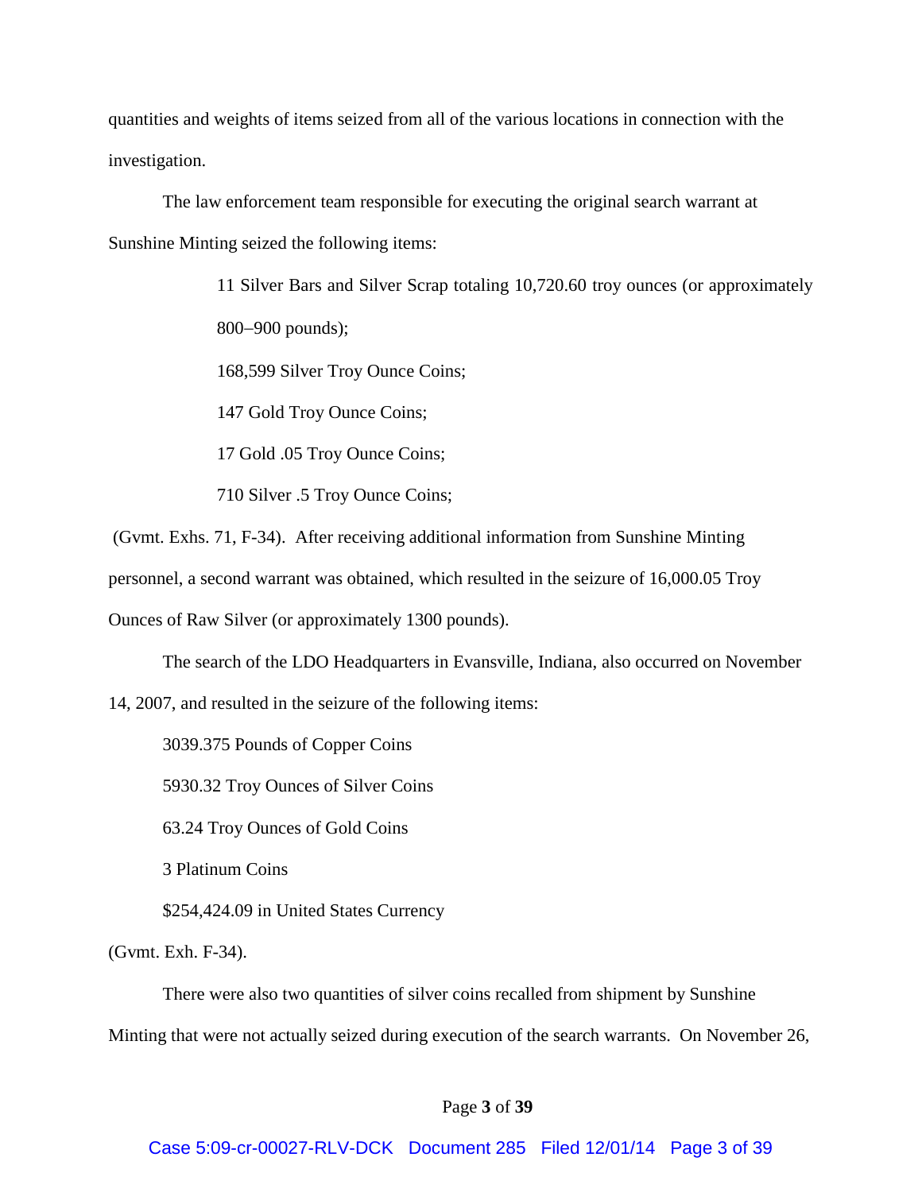quantities and weights of items seized from all of the various locations in connection with the investigation.

The law enforcement team responsible for executing the original search warrant at Sunshine Minting seized the following items:

> 11 Silver Bars and Silver Scrap totaling 10,720.60 troy ounces (or approximately 800–900 pounds);
>
> 168,599 Silver Troy Ounce Coins;
>
> 147 Gold Troy Ounce Coins;
>
> 17 Gold .05 Troy Ounce Coins;
>
> 710 Silver .5 Troy Ounce Coins;

(Gvmt. Exhs. 71, F-34). After receiving additional information from Sunshine Minting personnel, a second warrant was obtained, which resulted in the seizure of 16,000.05 Troy Ounces of Raw Silver (or approximately 1300 pounds).

The search of the LDO Headquarters in Evansville, Indiana, also occurred on November 14, 2007, and resulted in the seizure of the following items:

3039.375 Pounds of Copper Coins

5930.32 Troy Ounces of Silver Coins

63.24 Troy Ounces of Gold Coins

3 Platinum Coins

$254,424.09 in United States Currency

(Gvmt. Exh. F-34).

There were also two quantities of silver coins recalled from shipment by Sunshine Minting that were not actually seized during execution of the search warrants. On November 26,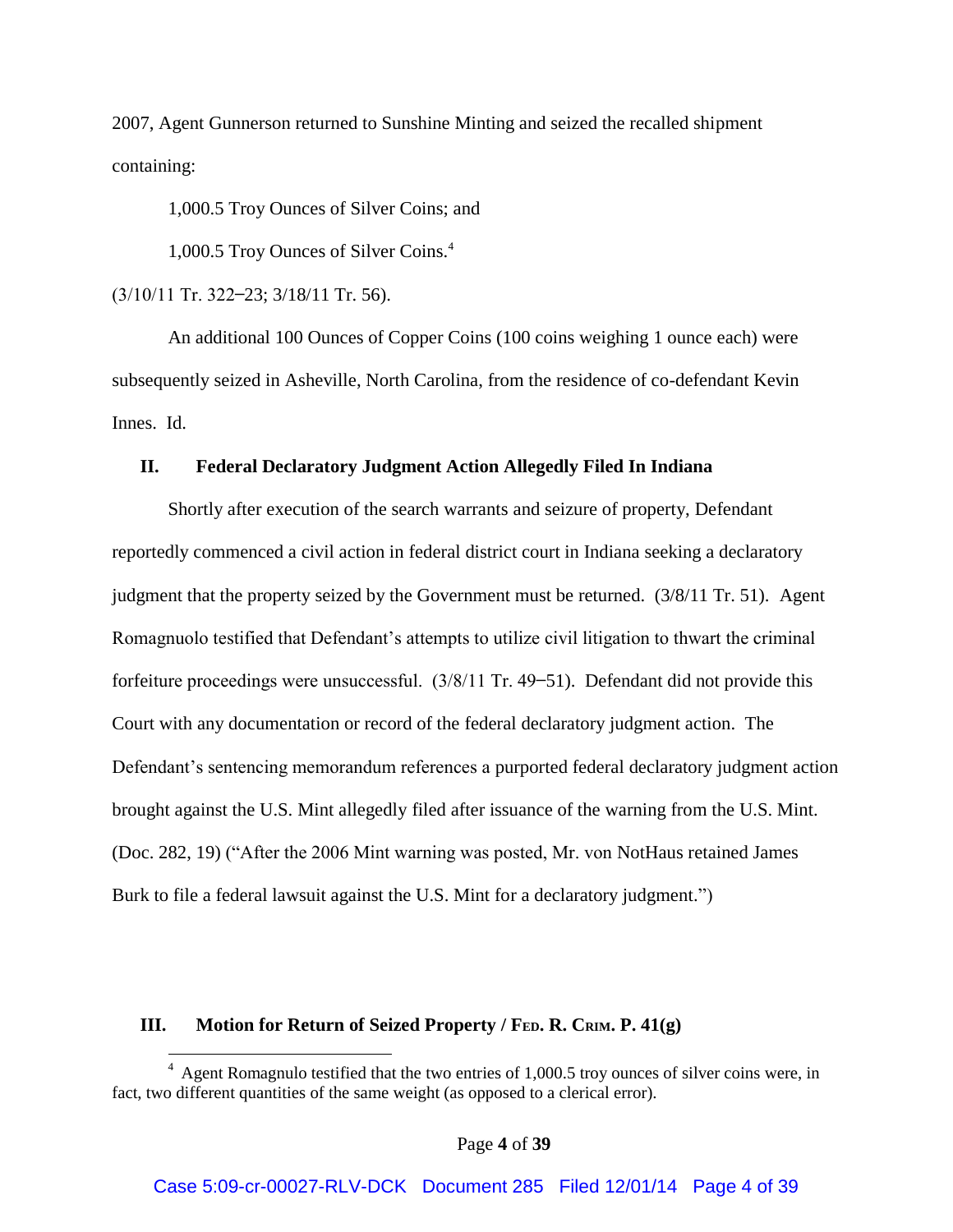2007, Agent Gunnerson returned to Sunshine Minting and seized the recalled shipment containing:

1,000.5 Troy Ounces of Silver Coins; and

1,000.5 Troy Ounces of Silver Coins.[4]

(3/10/11 Tr. 322–23; 3/18/11 Tr. 56).

An additional 100 Ounces of Copper Coins (100 coins weighing 1 ounce each) were subsequently seized in Asheville, North Carolina, from the residence of co-defendant Kevin Innes. Id.

## II. Federal Declaratory Judgment Action Allegedly Filed In Indiana

Shortly after execution of the search warrants and seizure of property, Defendant reportedly commenced a civil action in federal district court in Indiana seeking a declaratory judgment that the property seized by the Government must be returned. (3/8/11 Tr. 51). Agent Romagnuolo testified that Defendant's attempts to utilize civil litigation to thwart the criminal forfeiture proceedings were unsuccessful. (3/8/11 Tr. 49–51). Defendant did not provide this Court with any documentation or record of the federal declaratory judgment action. The Defendant's sentencing memorandum references a purported federal declaratory judgment action brought against the U.S. Mint allegedly filed after issuance of the warning from the U.S. Mint. (Doc. 282, 19) ("After the 2006 Mint warning was posted, Mr. von NotHaus retained James Burk to file a federal lawsuit against the U.S. Mint for a declaratory judgment.")

## III. Motion for Return of Seized Property / Fed. R. Crim. P. 41(g)

[4] Agent Romagnulo testified that the two entries of 1,000.5 troy ounces of silver coins were, in fact, two different quantities of the same weight (as opposed to a clerical error).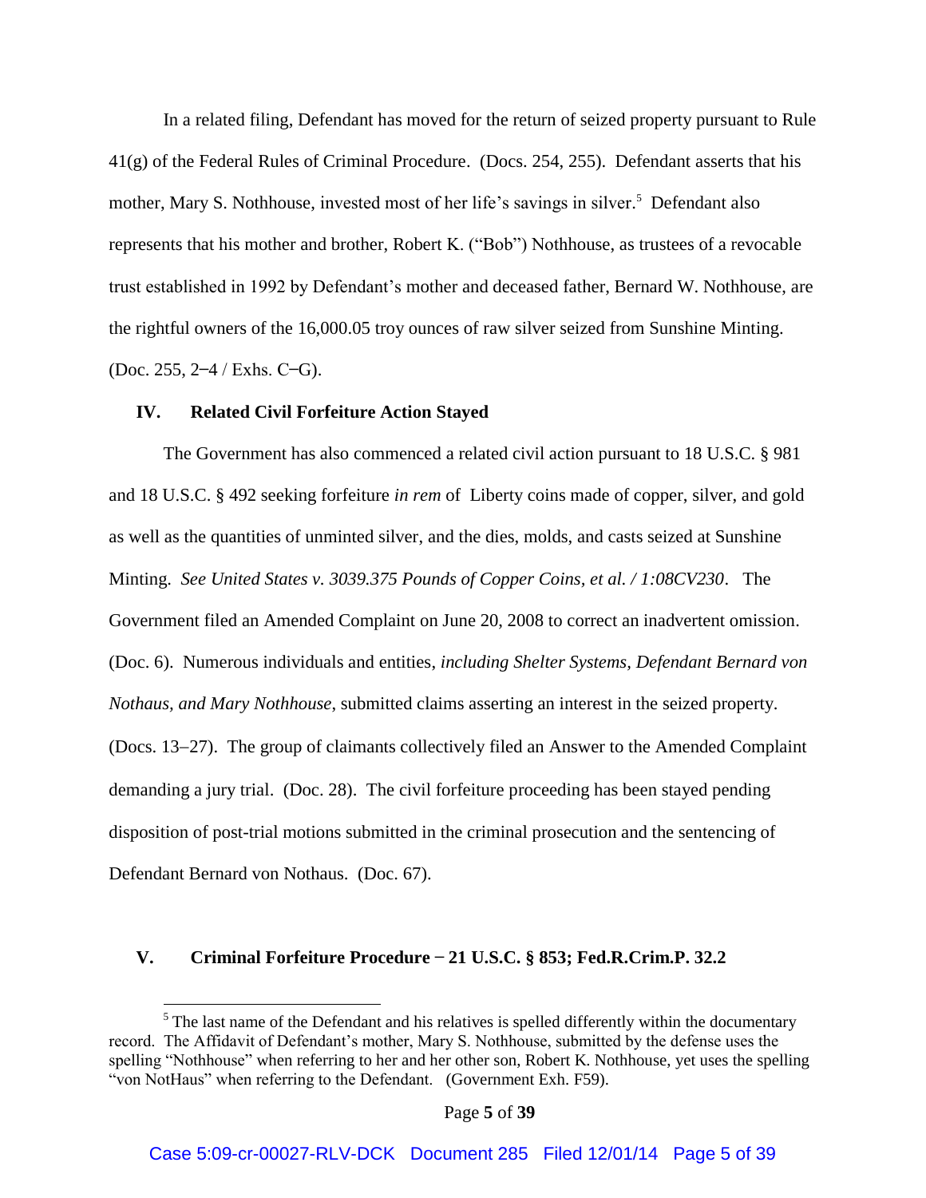In a related filing, Defendant has moved for the return of seized property pursuant to Rule 41(g) of the Federal Rules of Criminal Procedure. (Docs. 254, 255). Defendant asserts that his mother, Mary S. Nothhouse, invested most of her life's savings in silver.[5] Defendant also represents that his mother and brother, Robert K. ("Bob") Nothhouse, as trustees of a revocable trust established in 1992 by Defendant's mother and deceased father, Bernard W. Nothhouse, are the rightful owners of the 16,000.05 troy ounces of raw silver seized from Sunshine Minting. (Doc. 255, 2‒4 / Exhs. C‒G).

## IV. Related Civil Forfeiture Action Stayed

The Government has also commenced a related civil action pursuant to 18 U.S.C. § 981 and 18 U.S.C. § 492 seeking forfeiture *in rem* of Liberty coins made of copper, silver, and gold as well as the quantities of unminted silver, and the dies, molds, and casts seized at Sunshine Minting. *See United States v. 3039.375 Pounds of Copper Coins, et al. / 1:08CV230*. The Government filed an Amended Complaint on June 20, 2008 to correct an inadvertent omission. (Doc. 6). Numerous individuals and entities, *including Shelter Systems, Defendant Bernard von Nothaus, and Mary Nothhouse*, submitted claims asserting an interest in the seized property. (Docs. 13‒27). The group of claimants collectively filed an Answer to the Amended Complaint demanding a jury trial. (Doc. 28). The civil forfeiture proceeding has been stayed pending disposition of post-trial motions submitted in the criminal prosecution and the sentencing of Defendant Bernard von Nothaus. (Doc. 67).

## V. Criminal Forfeiture Procedure ‒ 21 U.S.C. § 853; Fed.R.Crim.P. 32.2

[5] The last name of the Defendant and his relatives is spelled differently within the documentary record. The Affidavit of Defendant's mother, Mary S. Nothhouse, submitted by the defense uses the spelling "Nothhouse" when referring to her and her other son, Robert K. Nothhouse, yet uses the spelling "von NotHaus" when referring to the Defendant. (Government Exh. F59).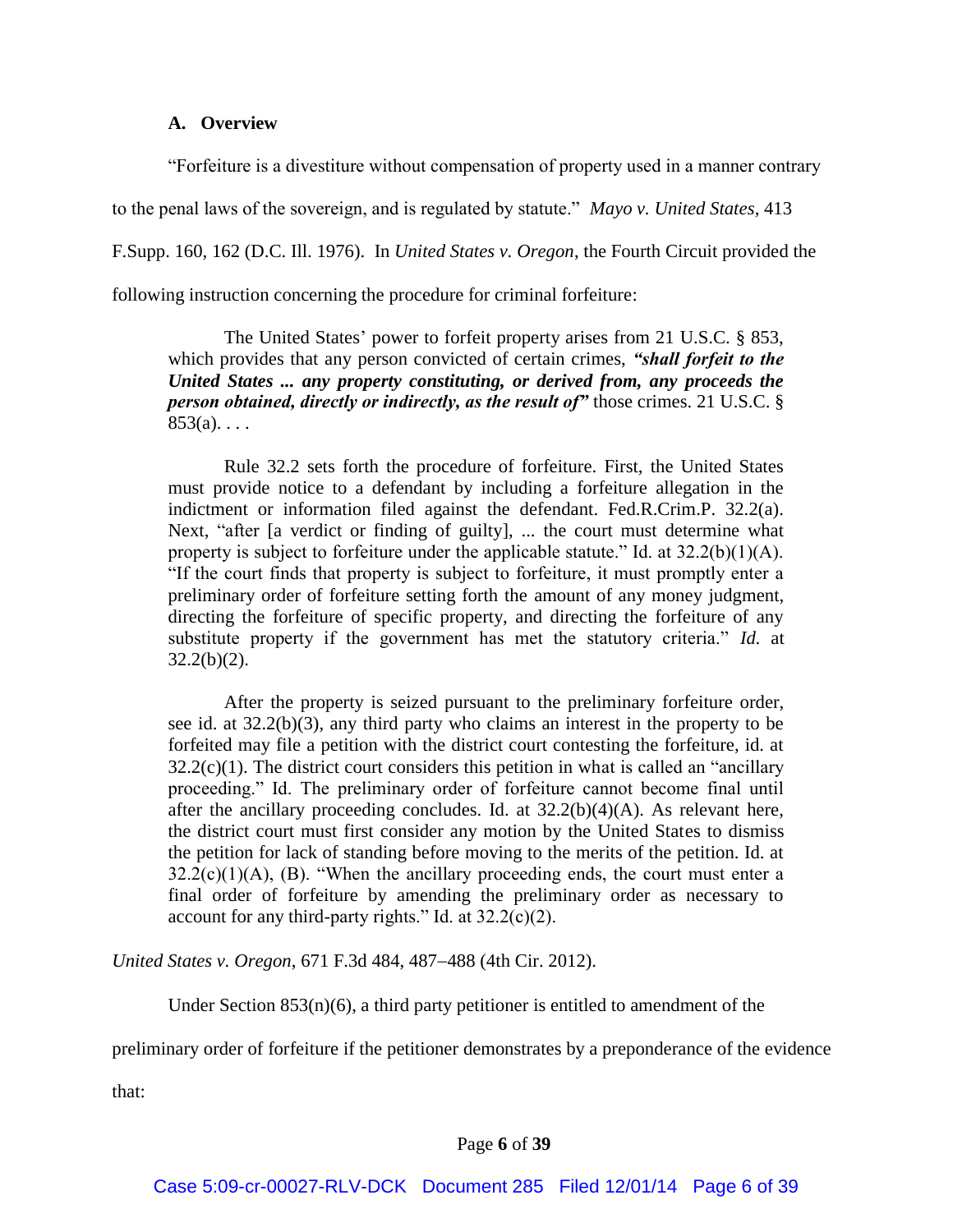### A. Overview

"Forfeiture is a divestiture without compensation of property used in a manner contrary to the penal laws of the sovereign, and is regulated by statute." *Mayo v. United States*, 413 F.Supp. 160, 162 (D.C. Ill. 1976). In *United States v. Oregon*, the Fourth Circuit provided the following instruction concerning the procedure for criminal forfeiture:

> The United States' power to forfeit property arises from 21 U.S.C. § 853, which provides that any person convicted of certain crimes, ***"shall forfeit to the United States ... any property constituting, or derived from, any proceeds the person obtained, directly or indirectly, as the result of"*** those crimes. 21 U.S.C. § 853(a). . . .
>
> Rule 32.2 sets forth the procedure of forfeiture. First, the United States must provide notice to a defendant by including a forfeiture allegation in the indictment or information filed against the defendant. Fed.R.Crim.P. 32.2(a). Next, "after [a verdict or finding of guilty], ... the court must determine what property is subject to forfeiture under the applicable statute." Id. at 32.2(b)(1)(A). "If the court finds that property is subject to forfeiture, it must promptly enter a preliminary order of forfeiture setting forth the amount of any money judgment, directing the forfeiture of specific property, and directing the forfeiture of any substitute property if the government has met the statutory criteria." *Id.* at 32.2(b)(2).
>
> After the property is seized pursuant to the preliminary forfeiture order, see id. at 32.2(b)(3), any third party who claims an interest in the property to be forfeited may file a petition with the district court contesting the forfeiture, id. at 32.2(c)(1). The district court considers this petition in what is called an "ancillary proceeding." Id. The preliminary order of forfeiture cannot become final until after the ancillary proceeding concludes. Id. at 32.2(b)(4)(A). As relevant here, the district court must first consider any motion by the United States to dismiss the petition for lack of standing before moving to the merits of the petition. Id. at 32.2(c)(1)(A), (B). "When the ancillary proceeding ends, the court must enter a final order of forfeiture by amending the preliminary order as necessary to account for any third-party rights." Id. at 32.2(c)(2).

*United States v. Oregon*, 671 F.3d 484, 487–488 (4th Cir. 2012).

Under Section 853(n)(6), a third party petitioner is entitled to amendment of the preliminary order of forfeiture if the petitioner demonstrates by a preponderance of the evidence that: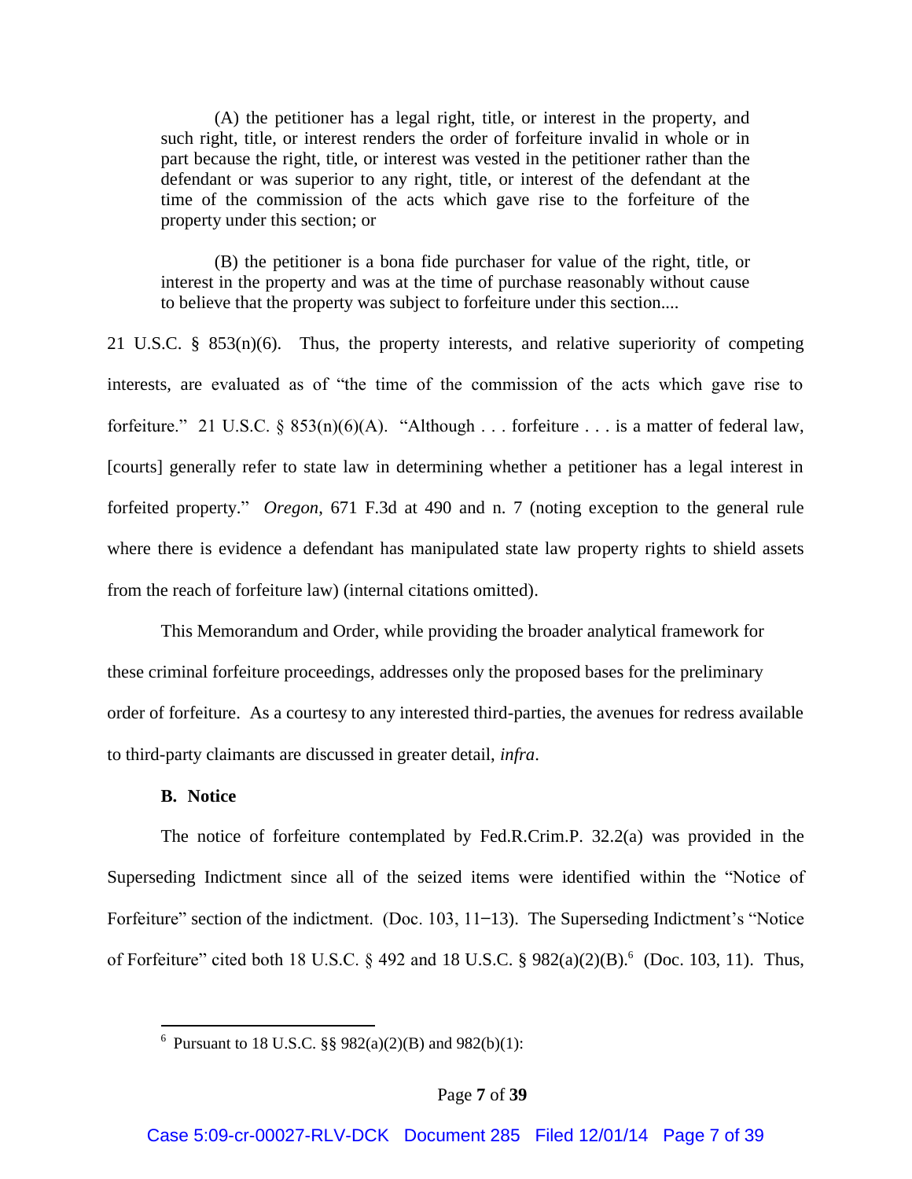> (A) the petitioner has a legal right, title, or interest in the property, and such right, title, or interest renders the order of forfeiture invalid in whole or in part because the right, title, or interest was vested in the petitioner rather than the defendant or was superior to any right, title, or interest of the defendant at the time of the commission of the acts which gave rise to the forfeiture of the property under this section; or
>
> (B) the petitioner is a bona fide purchaser for value of the right, title, or interest in the property and was at the time of purchase reasonably without cause to believe that the property was subject to forfeiture under this section....

21 U.S.C. § 853(n)(6). Thus, the property interests, and relative superiority of competing interests, are evaluated as of "the time of the commission of the acts which gave rise to forfeiture." 21 U.S.C. § 853(n)(6)(A). "Although . . . forfeiture . . . is a matter of federal law, [courts] generally refer to state law in determining whether a petitioner has a legal interest in forfeited property." *Oregon*, 671 F.3d at 490 and n. 7 (noting exception to the general rule where there is evidence a defendant has manipulated state law property rights to shield assets from the reach of forfeiture law) (internal citations omitted).

This Memorandum and Order, while providing the broader analytical framework for these criminal forfeiture proceedings, addresses only the proposed bases for the preliminary order of forfeiture. As a courtesy to any interested third-parties, the avenues for redress available to third-party claimants are discussed in greater detail, *infra*.

**B. Notice**

The notice of forfeiture contemplated by Fed.R.Crim.P. 32.2(a) was provided in the Superseding Indictment since all of the seized items were identified within the "Notice of Forfeiture" section of the indictment. (Doc. 103, 11–13). The Superseding Indictment's "Notice of Forfeiture" cited both 18 U.S.C. § 492 and 18 U.S.C. § 982(a)(2)(B).[6] (Doc. 103, 11). Thus,

[6] Pursuant to 18 U.S.C. §§ 982(a)(2)(B) and 982(b)(1):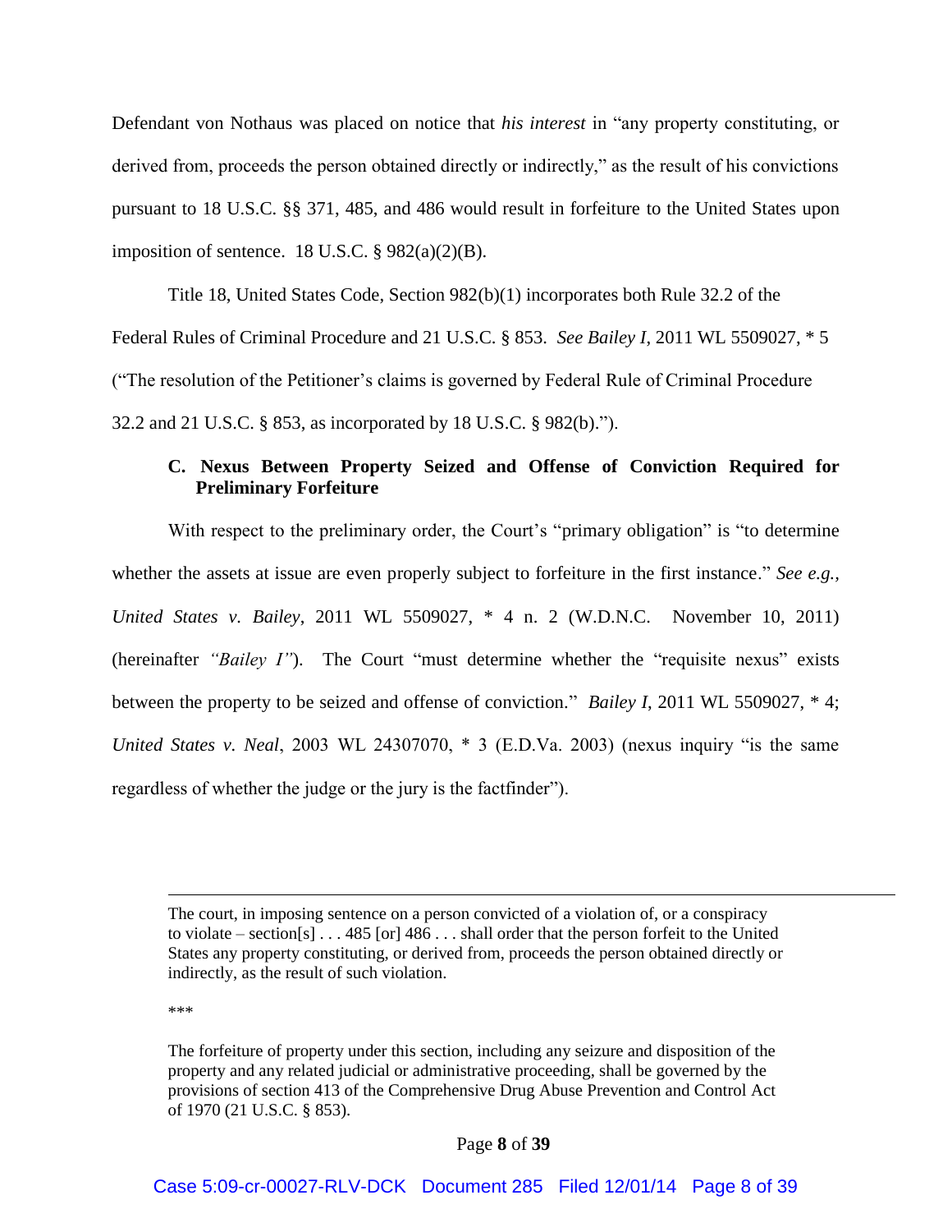Defendant von Nothaus was placed on notice that *his interest* in "any property constituting, or derived from, proceeds the person obtained directly or indirectly," as the result of his convictions pursuant to 18 U.S.C. §§ 371, 485, and 486 would result in forfeiture to the United States upon imposition of sentence. 18 U.S.C. § 982(a)(2)(B).

Title 18, United States Code, Section 982(b)(1) incorporates both Rule 32.2 of the Federal Rules of Criminal Procedure and 21 U.S.C. § 853. *See Bailey I*, 2011 WL 5509027, * 5 ("The resolution of the Petitioner's claims is governed by Federal Rule of Criminal Procedure 32.2 and 21 U.S.C. § 853, as incorporated by 18 U.S.C. § 982(b).").

### C. Nexus Between Property Seized and Offense of Conviction Required for Preliminary Forfeiture

With respect to the preliminary order, the Court's "primary obligation" is "to determine whether the assets at issue are even properly subject to forfeiture in the first instance." *See e.g., United States v. Bailey*, 2011 WL 5509027, * 4 n. 2 (W.D.N.C. November 10, 2011) (hereinafter *"Bailey I"*). The Court "must determine whether the "requisite nexus" exists between the property to be seized and offense of conviction." *Bailey I*, 2011 WL 5509027, * 4; *United States v. Neal*, 2003 WL 24307070, * 3 (E.D.Va. 2003) (nexus inquiry "is the same regardless of whether the judge or the jury is the factfinder").

---

The court, in imposing sentence on a person convicted of a violation of, or a conspiracy to violate – section[s] . . . 485 [or] 486 . . . shall order that the person forfeit to the United States any property constituting, or derived from, proceeds the person obtained directly or indirectly, as the result of such violation.

***

The forfeiture of property under this section, including any seizure and disposition of the property and any related judicial or administrative proceeding, shall be governed by the provisions of section 413 of the Comprehensive Drug Abuse Prevention and Control Act of 1970 (21 U.S.C. § 853).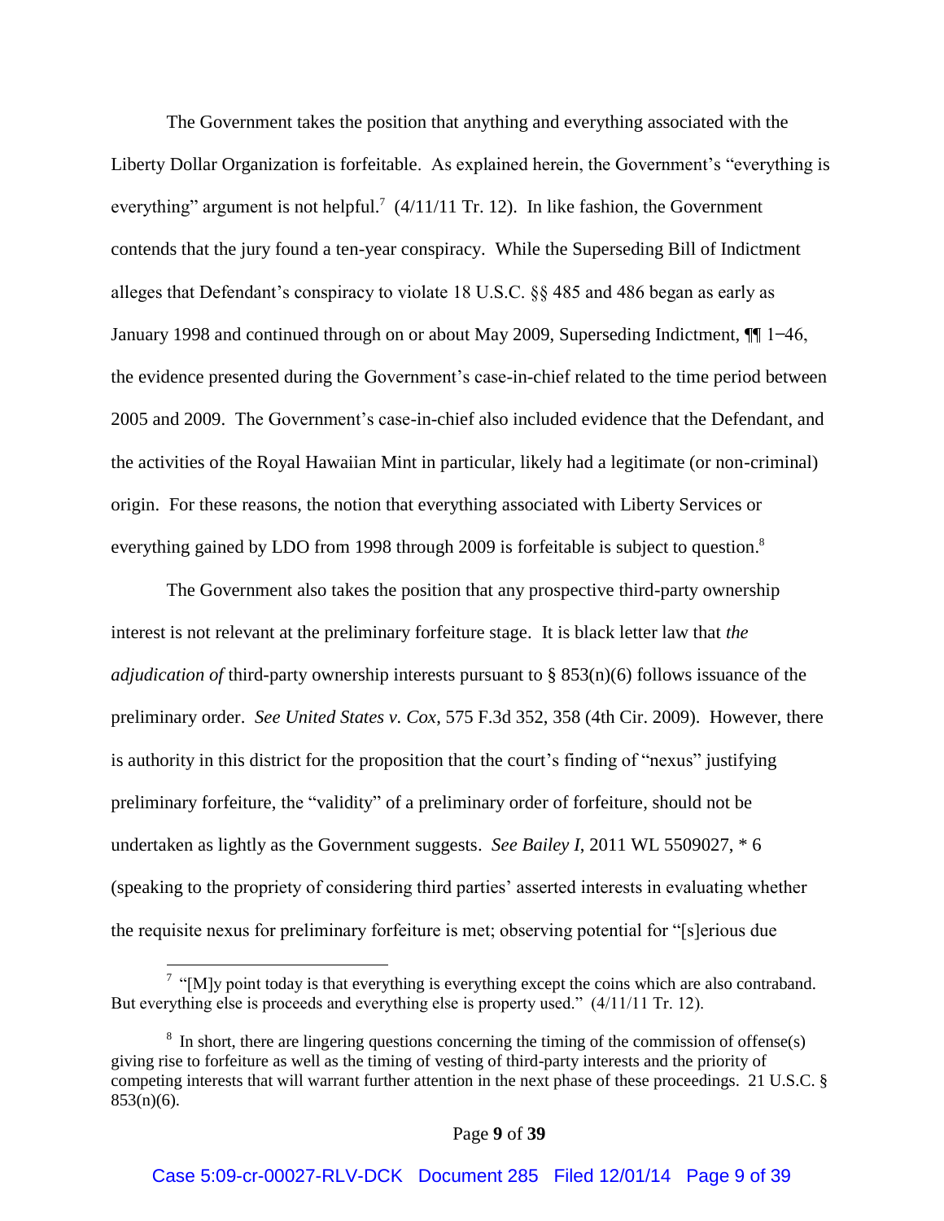The Government takes the position that anything and everything associated with the Liberty Dollar Organization is forfeitable. As explained herein, the Government's "everything is everything" argument is not helpful.[7] (4/11/11 Tr. 12). In like fashion, the Government contends that the jury found a ten-year conspiracy. While the Superseding Bill of Indictment alleges that Defendant's conspiracy to violate 18 U.S.C. §§ 485 and 486 began as early as January 1998 and continued through on or about May 2009, Superseding Indictment, ¶¶ 1–46, the evidence presented during the Government's case-in-chief related to the time period between 2005 and 2009. The Government's case-in-chief also included evidence that the Defendant, and the activities of the Royal Hawaiian Mint in particular, likely had a legitimate (or non-criminal) origin. For these reasons, the notion that everything associated with Liberty Services or everything gained by LDO from 1998 through 2009 is forfeitable is subject to question.[8]

The Government also takes the position that any prospective third-party ownership interest is not relevant at the preliminary forfeiture stage. It is black letter law that *the adjudication of* third-party ownership interests pursuant to § 853(n)(6) follows issuance of the preliminary order. *See United States v. Cox*, 575 F.3d 352, 358 (4th Cir. 2009). However, there is authority in this district for the proposition that the court's finding of "nexus" justifying preliminary forfeiture, the "validity" of a preliminary order of forfeiture, should not be undertaken as lightly as the Government suggests. *See Bailey I*, 2011 WL 5509027, * 6 (speaking to the propriety of considering third parties' asserted interests in evaluating whether the requisite nexus for preliminary forfeiture is met; observing potential for "[s]erious due

---

[7] "[M]y point today is that everything is everything except the coins which are also contraband. But everything else is proceeds and everything else is property used." (4/11/11 Tr. 12).

[8] In short, there are lingering questions concerning the timing of the commission of offense(s) giving rise to forfeiture as well as the timing of vesting of third-party interests and the priority of competing interests that will warrant further attention in the next phase of these proceedings. 21 U.S.C. § 853(n)(6).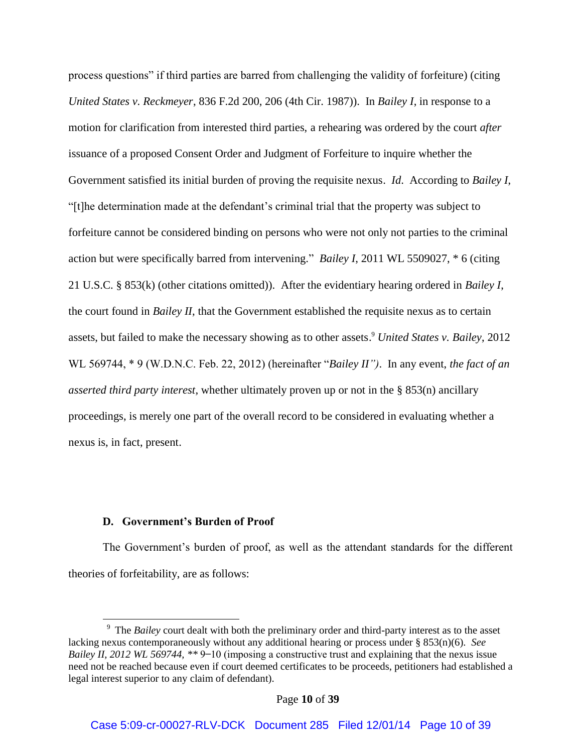process questions" if third parties are barred from challenging the validity of forfeiture) (citing *United States v. Reckmeyer*, 836 F.2d 200, 206 (4th Cir. 1987)). In *Bailey I*, in response to a motion for clarification from interested third parties, a rehearing was ordered by the court *after* issuance of a proposed Consent Order and Judgment of Forfeiture to inquire whether the Government satisfied its initial burden of proving the requisite nexus. *Id*. According to *Bailey I*, "[t]he determination made at the defendant's criminal trial that the property was subject to forfeiture cannot be considered binding on persons who were not only not parties to the criminal action but were specifically barred from intervening." *Bailey I*, 2011 WL 5509027, * 6 (citing 21 U.S.C. § 853(k) (other citations omitted)). After the evidentiary hearing ordered in *Bailey I*, the court found in *Bailey II*, that the Government established the requisite nexus as to certain assets, but failed to make the necessary showing as to other assets.[9] *United States v. Bailey*, 2012 WL 569744, * 9 (W.D.N.C. Feb. 22, 2012) (hereinafter "*Bailey II")*. In any event, *the fact of an asserted third party interest*, whether ultimately proven up or not in the § 853(n) ancillary proceedings, is merely one part of the overall record to be considered in evaluating whether a nexus is, in fact, present.

### D. Government's Burden of Proof

The Government's burden of proof, as well as the attendant standards for the different theories of forfeitability, are as follows:

[9] The *Bailey* court dealt with both the preliminary order and third-party interest as to the asset lacking nexus contemporaneously without any additional hearing or process under § 853(n)(6). *See Bailey II, 2012 WL 569744,* ** 9–10 (imposing a constructive trust and explaining that the nexus issue need not be reached because even if court deemed certificates to be proceeds, petitioners had established a legal interest superior to any claim of defendant).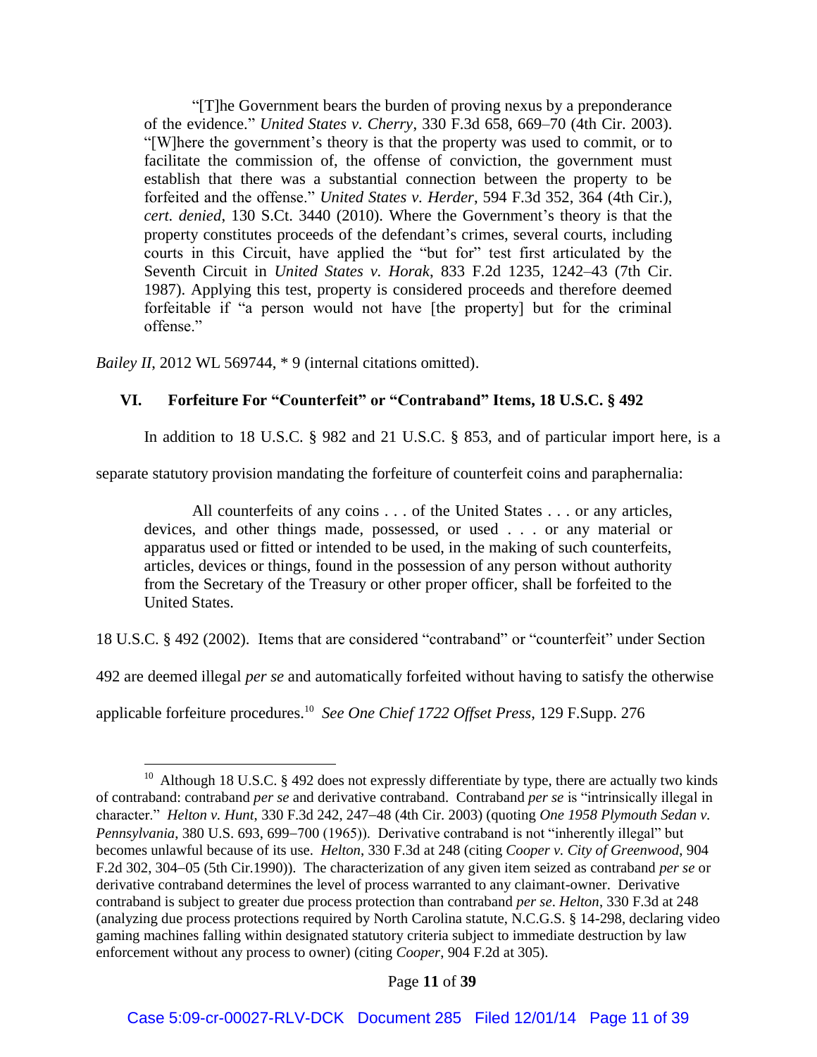> "[T]he Government bears the burden of proving nexus by a preponderance of the evidence." *United States v. Cherry*, 330 F.3d 658, 669–70 (4th Cir. 2003). "[W]here the government's theory is that the property was used to commit, or to facilitate the commission of, the offense of conviction, the government must establish that there was a substantial connection between the property to be forfeited and the offense." *United States v. Herder*, 594 F.3d 352, 364 (4th Cir.), *cert. denied*, 130 S.Ct. 3440 (2010). Where the Government's theory is that the property constitutes proceeds of the defendant's crimes, several courts, including courts in this Circuit, have applied the "but for" test first articulated by the Seventh Circuit in *United States v. Horak*, 833 F.2d 1235, 1242–43 (7th Cir. 1987). Applying this test, property is considered proceeds and therefore deemed forfeitable if "a person would not have [the property] but for the criminal offense."

*Bailey II*, 2012 WL 569744, * 9 (internal citations omitted).

## VI. Forfeiture For "Counterfeit" or "Contraband" Items, 18 U.S.C. § 492

In addition to 18 U.S.C. § 982 and 21 U.S.C. § 853, and of particular import here, is a separate statutory provision mandating the forfeiture of counterfeit coins and paraphernalia:

> All counterfeits of any coins . . . of the United States . . . or any articles, devices, and other things made, possessed, or used . . . or any material or apparatus used or fitted or intended to be used, in the making of such counterfeits, articles, devices or things, found in the possession of any person without authority from the Secretary of the Treasury or other proper officer, shall be forfeited to the United States.

18 U.S.C. § 492 (2002). Items that are considered "contraband" or "counterfeit" under Section 492 are deemed illegal *per se* and automatically forfeited without having to satisfy the otherwise applicable forfeiture procedures.[10] *See One Chief 1722 Offset Press*, 129 F.Supp. 276

---

[10] Although 18 U.S.C. § 492 does not expressly differentiate by type, there are actually two kinds of contraband: contraband *per se* and derivative contraband. Contraband *per se* is "intrinsically illegal in character." *Helton v. Hunt*, 330 F.3d 242, 247–48 (4th Cir. 2003) (quoting *One 1958 Plymouth Sedan v. Pennsylvania*, 380 U.S. 693, 699–700 (1965)). Derivative contraband is not "inherently illegal" but becomes unlawful because of its use. *Helton*, 330 F.3d at 248 (citing *Cooper v. City of Greenwood*, 904 F.2d 302, 304–05 (5th Cir.1990)). The characterization of any given item seized as contraband *per se* or derivative contraband determines the level of process warranted to any claimant-owner. Derivative contraband is subject to greater due process protection than contraband *per se*. *Helton*, 330 F.3d at 248 (analyzing due process protections required by North Carolina statute, N.C.G.S. § 14-298, declaring video gaming machines falling within designated statutory criteria subject to immediate destruction by law enforcement without any process to owner) (citing *Cooper*, 904 F.2d at 305).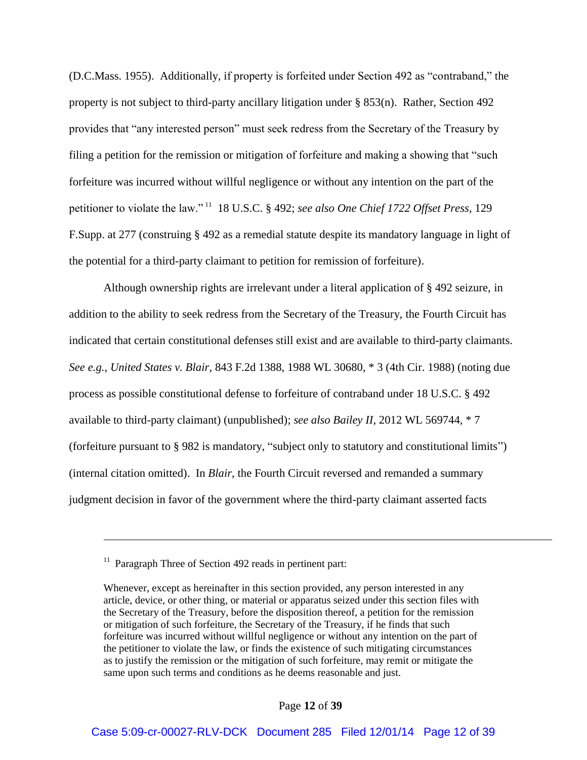(D.C.Mass. 1955). Additionally, if property is forfeited under Section 492 as "contraband," the property is not subject to third-party ancillary litigation under § 853(n). Rather, Section 492 provides that "any interested person" must seek redress from the Secretary of the Treasury by filing a petition for the remission or mitigation of forfeiture and making a showing that "such forfeiture was incurred without willful negligence or without any intention on the part of the petitioner to violate the law." [11] 18 U.S.C. § 492; *see also One Chief 1722 Offset Press*, 129 F.Supp. at 277 (construing § 492 as a remedial statute despite its mandatory language in light of the potential for a third-party claimant to petition for remission of forfeiture).

Although ownership rights are irrelevant under a literal application of § 492 seizure, in addition to the ability to seek redress from the Secretary of the Treasury, the Fourth Circuit has indicated that certain constitutional defenses still exist and are available to third-party claimants. *See e.g., United States v. Blair*, 843 F.2d 1388, 1988 WL 30680, * 3 (4th Cir. 1988) (noting due process as possible constitutional defense to forfeiture of contraband under 18 U.S.C. § 492 available to third-party claimant) (unpublished); *see also Bailey II*, 2012 WL 569744, * 7 (forfeiture pursuant to § 982 is mandatory, "subject only to statutory and constitutional limits") (internal citation omitted). In *Blair*, the Fourth Circuit reversed and remanded a summary judgment decision in favor of the government where the third-party claimant asserted facts

---

[11] Paragraph Three of Section 492 reads in pertinent part:

> Whenever, except as hereinafter in this section provided, any person interested in any article, device, or other thing, or material or apparatus seized under this section files with the Secretary of the Treasury, before the disposition thereof, a petition for the remission or mitigation of such forfeiture, the Secretary of the Treasury, if he finds that such forfeiture was incurred without willful negligence or without any intention on the part of the petitioner to violate the law, or finds the existence of such mitigating circumstances as to justify the remission or the mitigation of such forfeiture, may remit or mitigate the same upon such terms and conditions as he deems reasonable and just.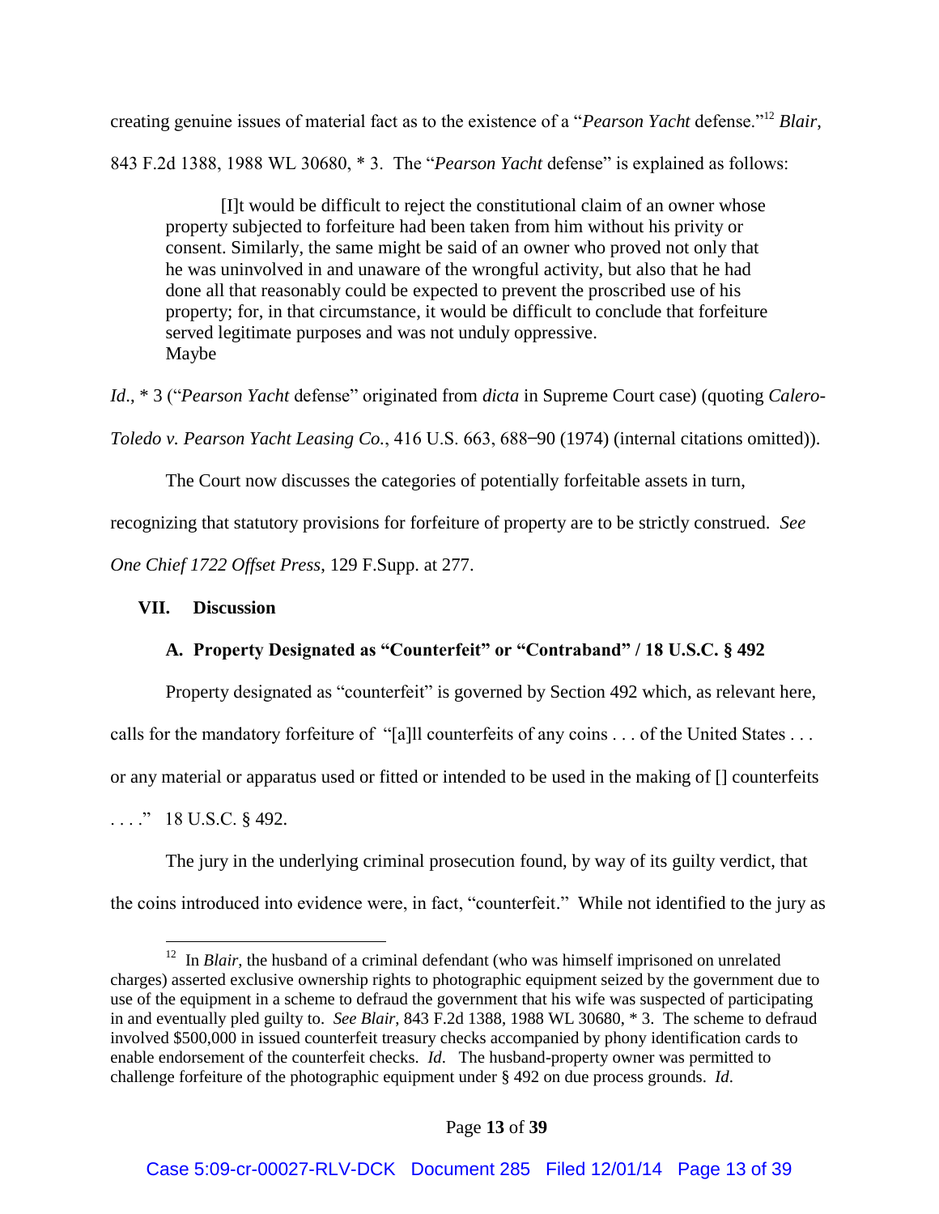creating genuine issues of material fact as to the existence of a "*Pearson Yacht* defense."[12] *Blair*, 843 F.2d 1388, 1988 WL 30680, * 3. The "*Pearson Yacht* defense" is explained as follows:

> [I]t would be difficult to reject the constitutional claim of an owner whose property subjected to forfeiture had been taken from him without his privity or consent. Similarly, the same might be said of an owner who proved not only that he was uninvolved in and unaware of the wrongful activity, but also that he had done all that reasonably could be expected to prevent the proscribed use of his property; for, in that circumstance, it would be difficult to conclude that forfeiture served legitimate purposes and was not unduly oppressive.
> Maybe

*Id*., * 3 ("*Pearson Yacht* defense" originated from *dicta* in Supreme Court case) (quoting *Calero-Toledo v. Pearson Yacht Leasing Co.*, 416 U.S. 663, 688‒90 (1974) (internal citations omitted)).

The Court now discusses the categories of potentially forfeitable assets in turn, recognizing that statutory provisions for forfeiture of property are to be strictly construed. *See One Chief 1722 Offset Press*, 129 F.Supp. at 277.

## VII. Discussion

### A. Property Designated as "Counterfeit" or "Contraband" / 18 U.S.C. § 492

Property designated as "counterfeit" is governed by Section 492 which, as relevant here, calls for the mandatory forfeiture of "[a]ll counterfeits of any coins . . . of the United States . . . or any material or apparatus used or fitted or intended to be used in the making of [] counterfeits . . . ." 18 U.S.C. § 492.

The jury in the underlying criminal prosecution found, by way of its guilty verdict, that the coins introduced into evidence were, in fact, "counterfeit." While not identified to the jury as

[12] In *Blair*, the husband of a criminal defendant (who was himself imprisoned on unrelated charges) asserted exclusive ownership rights to photographic equipment seized by the government due to use of the equipment in a scheme to defraud the government that his wife was suspected of participating in and eventually pled guilty to. *See Blair*, 843 F.2d 1388, 1988 WL 30680, * 3. The scheme to defraud involved $500,000 in issued counterfeit treasury checks accompanied by phony identification cards to enable endorsement of the counterfeit checks. *Id*. The husband-property owner was permitted to challenge forfeiture of the photographic equipment under § 492 on due process grounds. *Id*.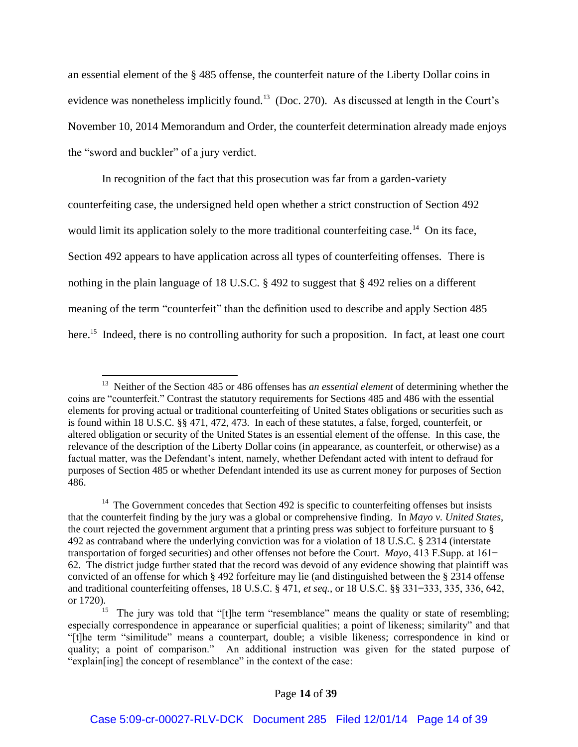an essential element of the § 485 offense, the counterfeit nature of the Liberty Dollar coins in evidence was nonetheless implicitly found.[13] (Doc. 270). As discussed at length in the Court's November 10, 2014 Memorandum and Order, the counterfeit determination already made enjoys the "sword and buckler" of a jury verdict.

In recognition of the fact that this prosecution was far from a garden-variety counterfeiting case, the undersigned held open whether a strict construction of Section 492 would limit its application solely to the more traditional counterfeiting case.[14] On its face, Section 492 appears to have application across all types of counterfeiting offenses. There is nothing in the plain language of 18 U.S.C. § 492 to suggest that § 492 relies on a different meaning of the term "counterfeit" than the definition used to describe and apply Section 485 here.[15] Indeed, there is no controlling authority for such a proposition. In fact, at least one court

---

[13] Neither of the Section 485 or 486 offenses has *an essential element* of determining whether the coins are "counterfeit." Contrast the statutory requirements for Sections 485 and 486 with the essential elements for proving actual or traditional counterfeiting of United States obligations or securities such as is found within 18 U.S.C. §§ 471, 472, 473. In each of these statutes, a false, forged, counterfeit, or altered obligation or security of the United States is an essential element of the offense. In this case, the relevance of the description of the Liberty Dollar coins (in appearance, as counterfeit, or otherwise) as a factual matter, was the Defendant's intent, namely, whether Defendant acted with intent to defraud for purposes of Section 485 or whether Defendant intended its use as current money for purposes of Section 486.

[14] The Government concedes that Section 492 is specific to counterfeiting offenses but insists that the counterfeit finding by the jury was a global or comprehensive finding. In *Mayo v. United States*, the court rejected the government argument that a printing press was subject to forfeiture pursuant to § 492 as contraband where the underlying conviction was for a violation of 18 U.S.C. § 2314 (interstate transportation of forged securities) and other offenses not before the Court. *Mayo*, 413 F.Supp. at 161–62. The district judge further stated that the record was devoid of any evidence showing that plaintiff was convicted of an offense for which § 492 forfeiture may lie (and distinguished between the § 2314 offense and traditional counterfeiting offenses, 18 U.S.C. § 471, *et seq.*, or 18 U.S.C. §§ 331–333, 335, 336, 642, or 1720).

[15] The jury was told that "[t]he term "resemblance" means the quality or state of resembling; especially correspondence in appearance or superficial qualities; a point of likeness; similarity" and that "[t]he term "similitude" means a counterpart, double; a visible likeness; correspondence in kind or quality; a point of comparison." An additional instruction was given for the stated purpose of "explain[ing] the concept of resemblance" in the context of the case: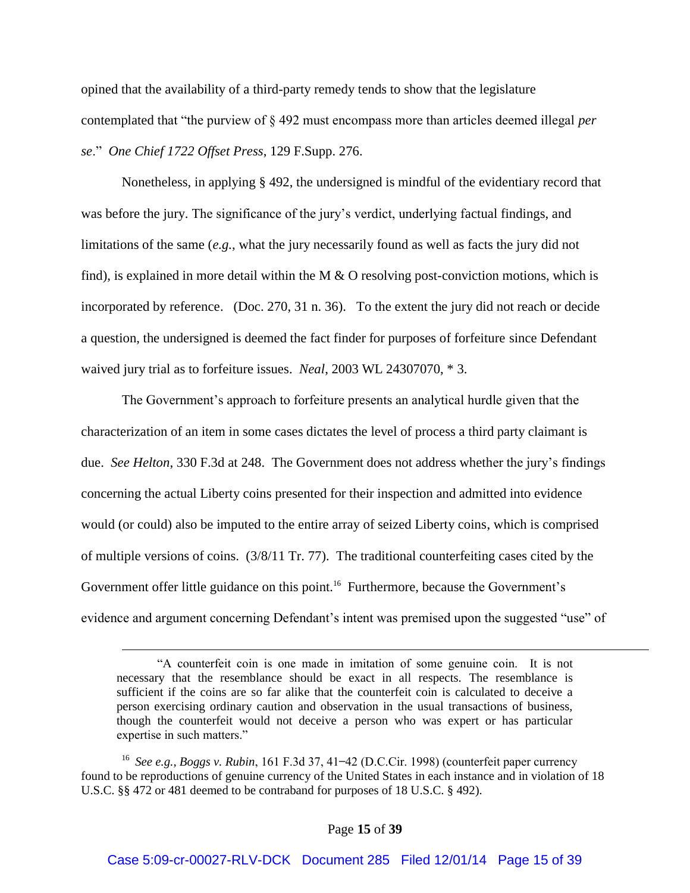opined that the availability of a third-party remedy tends to show that the legislature contemplated that "the purview of § 492 must encompass more than articles deemed illegal *per se*." *One Chief 1722 Offset Press*, 129 F.Supp. 276.

Nonetheless, in applying § 492, the undersigned is mindful of the evidentiary record that was before the jury. The significance of the jury's verdict, underlying factual findings, and limitations of the same (*e.g.*, what the jury necessarily found as well as facts the jury did not find), is explained in more detail within the M & O resolving post-conviction motions, which is incorporated by reference. (Doc. 270, 31 n. 36). To the extent the jury did not reach or decide a question, the undersigned is deemed the fact finder for purposes of forfeiture since Defendant waived jury trial as to forfeiture issues. *Neal*, 2003 WL 24307070, * 3.

The Government's approach to forfeiture presents an analytical hurdle given that the characterization of an item in some cases dictates the level of process a third party claimant is due. *See Helton*, 330 F.3d at 248. The Government does not address whether the jury's findings concerning the actual Liberty coins presented for their inspection and admitted into evidence would (or could) also be imputed to the entire array of seized Liberty coins, which is comprised of multiple versions of coins. (3/8/11 Tr. 77). The traditional counterfeiting cases cited by the Government offer little guidance on this point.[16] Furthermore, because the Government's evidence and argument concerning Defendant's intent was premised upon the suggested "use" of

---

> "A counterfeit coin is one made in imitation of some genuine coin. It is not necessary that the resemblance should be exact in all respects. The resemblance is sufficient if the coins are so far alike that the counterfeit coin is calculated to deceive a person exercising ordinary caution and observation in the usual transactions of business, though the counterfeit would not deceive a person who was expert or has particular expertise in such matters."

[16] *See e.g., Boggs v. Rubin*, 161 F.3d 37, 41–42 (D.C.Cir. 1998) (counterfeit paper currency found to be reproductions of genuine currency of the United States in each instance and in violation of 18 U.S.C. §§ 472 or 481 deemed to be contraband for purposes of 18 U.S.C. § 492).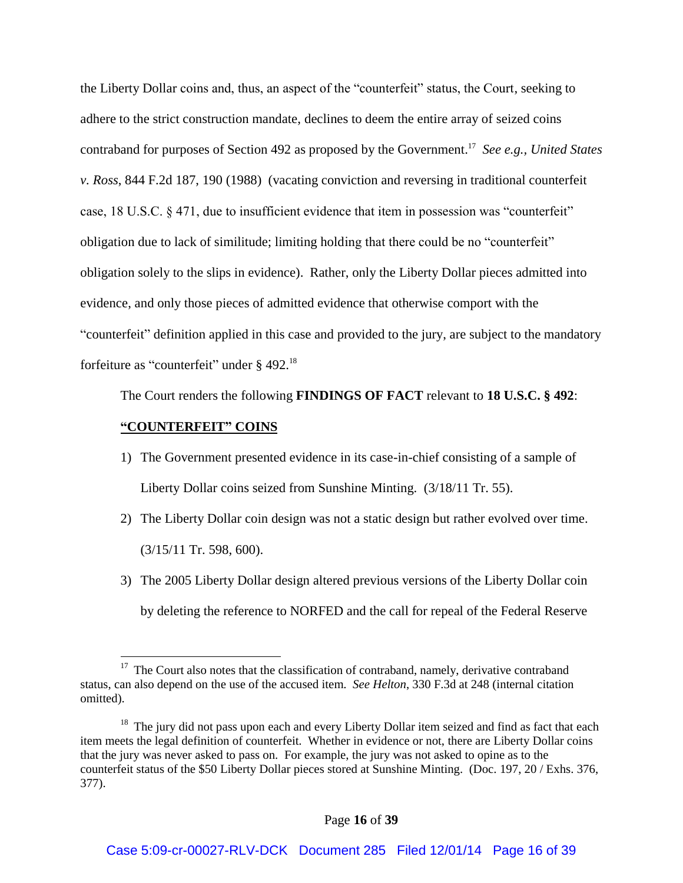the Liberty Dollar coins and, thus, an aspect of the "counterfeit" status, the Court, seeking to adhere to the strict construction mandate, declines to deem the entire array of seized coins contraband for purposes of Section 492 as proposed by the Government.[17] *See e.g.*, *United States v. Ross*, 844 F.2d 187, 190 (1988) (vacating conviction and reversing in traditional counterfeit case, 18 U.S.C. § 471, due to insufficient evidence that item in possession was "counterfeit" obligation due to lack of similitude; limiting holding that there could be no "counterfeit" obligation solely to the slips in evidence). Rather, only the Liberty Dollar pieces admitted into evidence, and only those pieces of admitted evidence that otherwise comport with the "counterfeit" definition applied in this case and provided to the jury, are subject to the mandatory forfeiture as "counterfeit" under § 492.[18]

The Court renders the following **FINDINGS OF FACT** relevant to **18 U.S.C. § 492**:

**<u>"COUNTERFEIT" COINS</u>**

1) The Government presented evidence in its case-in-chief consisting of a sample of Liberty Dollar coins seized from Sunshine Minting. (3/18/11 Tr. 55).
2) The Liberty Dollar coin design was not a static design but rather evolved over time. (3/15/11 Tr. 598, 600).
3) The 2005 Liberty Dollar design altered previous versions of the Liberty Dollar coin by deleting the reference to NORFED and the call for repeal of the Federal Reserve

---

[17] The Court also notes that the classification of contraband, namely, derivative contraband status, can also depend on the use of the accused item. *See Helton*, 330 F.3d at 248 (internal citation omitted).

[18] The jury did not pass upon each and every Liberty Dollar item seized and find as fact that each item meets the legal definition of counterfeit. Whether in evidence or not, there are Liberty Dollar coins that the jury was never asked to pass on. For example, the jury was not asked to opine as to the counterfeit status of the $50 Liberty Dollar pieces stored at Sunshine Minting. (Doc. 197, 20 / Exhs. 376, 377).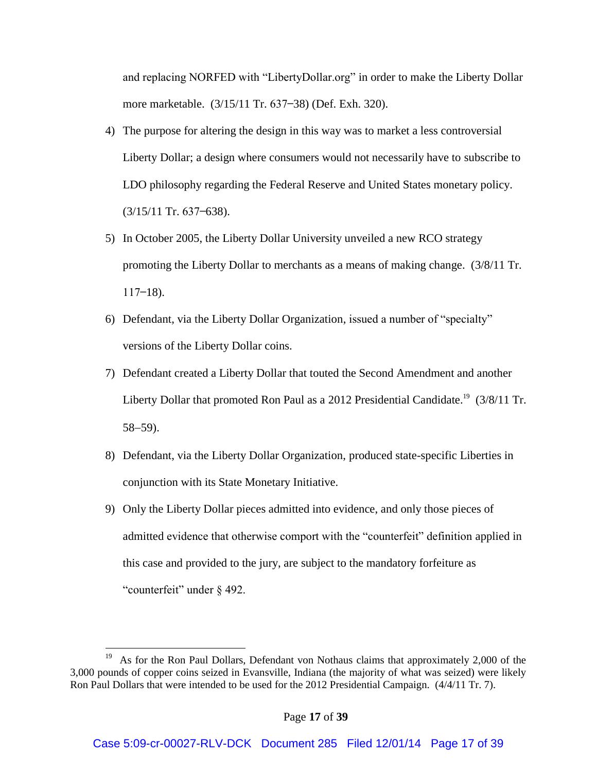and replacing NORFED with "LibertyDollar.org" in order to make the Liberty Dollar more marketable. (3/15/11 Tr. 637–38) (Def. Exh. 320).

4) The purpose for altering the design in this way was to market a less controversial Liberty Dollar; a design where consumers would not necessarily have to subscribe to LDO philosophy regarding the Federal Reserve and United States monetary policy. (3/15/11 Tr. 637–638).

5) In October 2005, the Liberty Dollar University unveiled a new RCO strategy promoting the Liberty Dollar to merchants as a means of making change. (3/8/11 Tr. 117–18).

6) Defendant, via the Liberty Dollar Organization, issued a number of "specialty" versions of the Liberty Dollar coins.

7) Defendant created a Liberty Dollar that touted the Second Amendment and another Liberty Dollar that promoted Ron Paul as a 2012 Presidential Candidate.[19] (3/8/11 Tr. 58–59).

8) Defendant, via the Liberty Dollar Organization, produced state-specific Liberties in conjunction with its State Monetary Initiative.

9) Only the Liberty Dollar pieces admitted into evidence, and only those pieces of admitted evidence that otherwise comport with the "counterfeit" definition applied in this case and provided to the jury, are subject to the mandatory forfeiture as "counterfeit" under § 492.

---

[19] As for the Ron Paul Dollars, Defendant von Nothaus claims that approximately 2,000 of the 3,000 pounds of copper coins seized in Evansville, Indiana (the majority of what was seized) were likely Ron Paul Dollars that were intended to be used for the 2012 Presidential Campaign. (4/4/11 Tr. 7).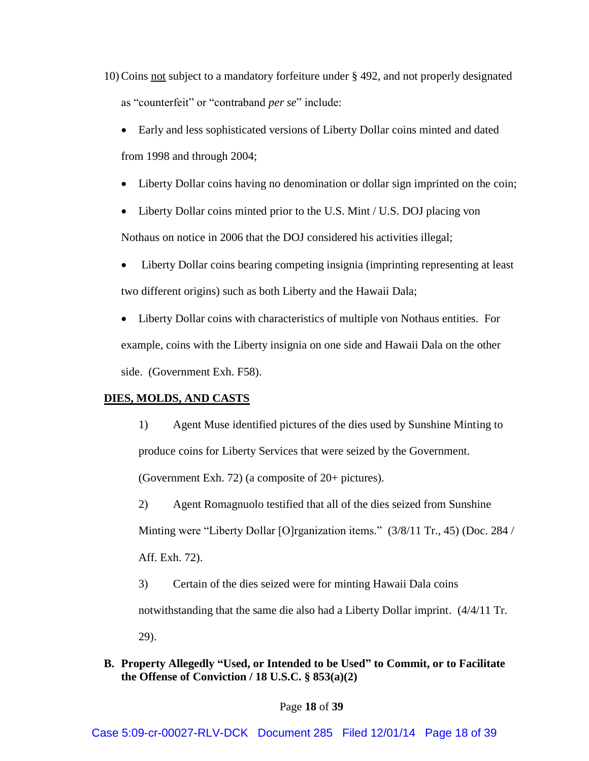10) Coins <u>not</u> subject to a mandatory forfeiture under § 492, and not properly designated as "counterfeit" or "contraband *per se*" include:

- Early and less sophisticated versions of Liberty Dollar coins minted and dated from 1998 and through 2004;
- Liberty Dollar coins having no denomination or dollar sign imprinted on the coin;
- Liberty Dollar coins minted prior to the U.S. Mint / U.S. DOJ placing von Nothaus on notice in 2006 that the DOJ considered his activities illegal;
- Liberty Dollar coins bearing competing insignia (imprinting representing at least two different origins) such as both Liberty and the Hawaii Dala;
- Liberty Dollar coins with characteristics of multiple von Nothaus entities. For example, coins with the Liberty insignia on one side and Hawaii Dala on the other side. (Government Exh. F58).

**<u>DIES, MOLDS, AND CASTS</u>**

1) Agent Muse identified pictures of the dies used by Sunshine Minting to produce coins for Liberty Services that were seized by the Government. (Government Exh. 72) (a composite of 20+ pictures).

2) Agent Romagnuolo testified that all of the dies seized from Sunshine Minting were "Liberty Dollar [O]rganization items." (3/8/11 Tr., 45) (Doc. 284 / Aff. Exh. 72).

3) Certain of the dies seized were for minting Hawaii Dala coins notwithstanding that the same die also had a Liberty Dollar imprint. (4/4/11 Tr. 29).

**B. Property Allegedly "Used, or Intended to be Used" to Commit, or to Facilitate the Offense of Conviction / 18 U.S.C. § 853(a)(2)**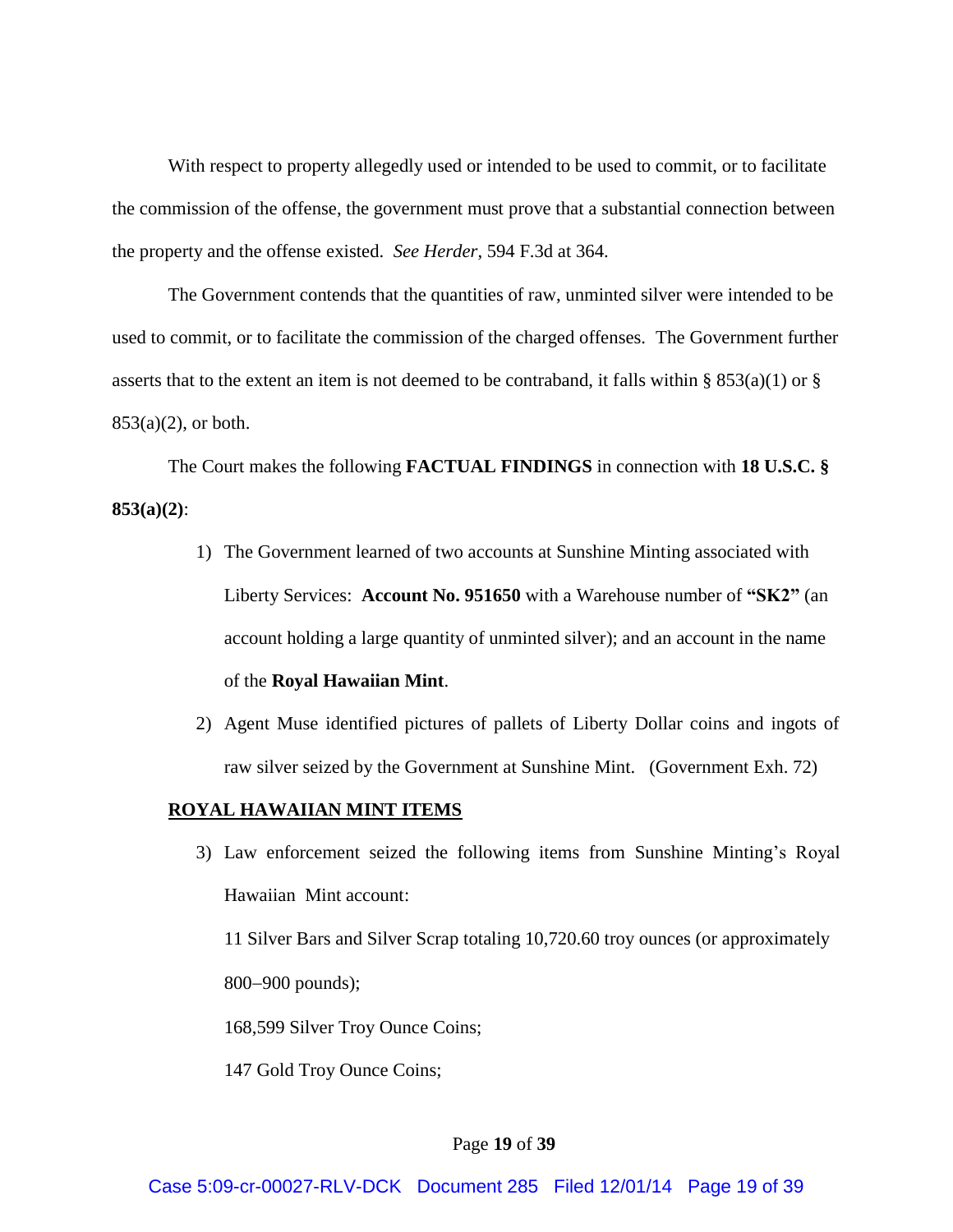With respect to property allegedly used or intended to be used to commit, or to facilitate the commission of the offense, the government must prove that a substantial connection between the property and the offense existed. *See Herder*, 594 F.3d at 364.

The Government contends that the quantities of raw, unminted silver were intended to be used to commit, or to facilitate the commission of the charged offenses. The Government further asserts that to the extent an item is not deemed to be contraband, it falls within § 853(a)(1) or § 853(a)(2), or both.

The Court makes the following **FACTUAL FINDINGS** in connection with **18 U.S.C. § 853(a)(2)**:

1) The Government learned of two accounts at Sunshine Minting associated with Liberty Services: **Account No. 951650** with a Warehouse number of **"SK2"** (an account holding a large quantity of unminted silver); and an account in the name of the **Royal Hawaiian Mint**.
2) Agent Muse identified pictures of pallets of Liberty Dollar coins and ingots of raw silver seized by the Government at Sunshine Mint. (Government Exh. 72)

**ROYAL HAWAIIAN MINT ITEMS**

3) Law enforcement seized the following items from Sunshine Minting's Royal Hawaiian Mint account:

   11 Silver Bars and Silver Scrap totaling 10,720.60 troy ounces (or approximately 800–900 pounds);

   168,599 Silver Troy Ounce Coins;

   147 Gold Troy Ounce Coins;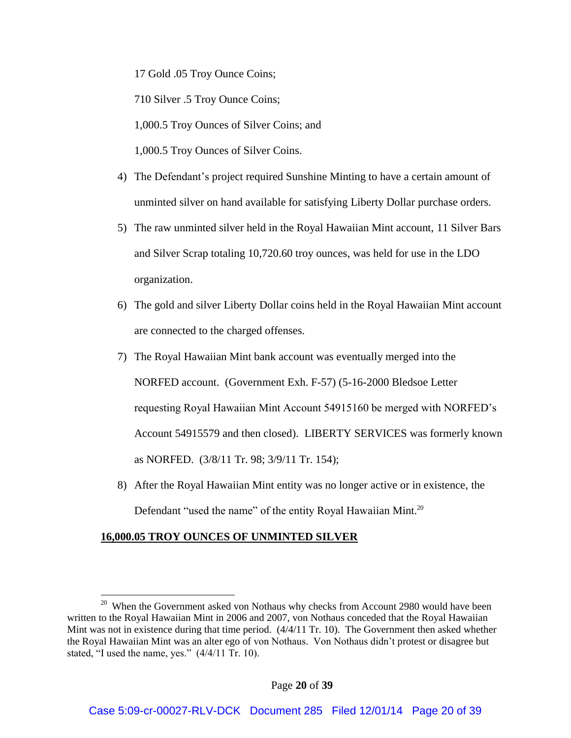17 Gold .05 Troy Ounce Coins;

710 Silver .5 Troy Ounce Coins;

1,000.5 Troy Ounces of Silver Coins; and

1,000.5 Troy Ounces of Silver Coins.

4) The Defendant's project required Sunshine Minting to have a certain amount of unminted silver on hand available for satisfying Liberty Dollar purchase orders.

5) The raw unminted silver held in the Royal Hawaiian Mint account, 11 Silver Bars and Silver Scrap totaling 10,720.60 troy ounces, was held for use in the LDO organization.

6) The gold and silver Liberty Dollar coins held in the Royal Hawaiian Mint account are connected to the charged offenses.

7) The Royal Hawaiian Mint bank account was eventually merged into the NORFED account. (Government Exh. F-57) (5-16-2000 Bledsoe Letter requesting Royal Hawaiian Mint Account 54915160 be merged with NORFED's Account 54915579 and then closed). LIBERTY SERVICES was formerly known as NORFED. (3/8/11 Tr. 98; 3/9/11 Tr. 154);

8) After the Royal Hawaiian Mint entity was no longer active or in existence, the Defendant "used the name" of the entity Royal Hawaiian Mint.[20]

**16,000.05 TROY OUNCES OF UNMINTED SILVER**

[20] When the Government asked von Nothaus why checks from Account 2980 would have been written to the Royal Hawaiian Mint in 2006 and 2007, von Nothaus conceded that the Royal Hawaiian Mint was not in existence during that time period. (4/4/11 Tr. 10). The Government then asked whether the Royal Hawaiian Mint was an alter ego of von Nothaus. Von Nothaus didn't protest or disagree but stated, "I used the name, yes." (4/4/11 Tr. 10).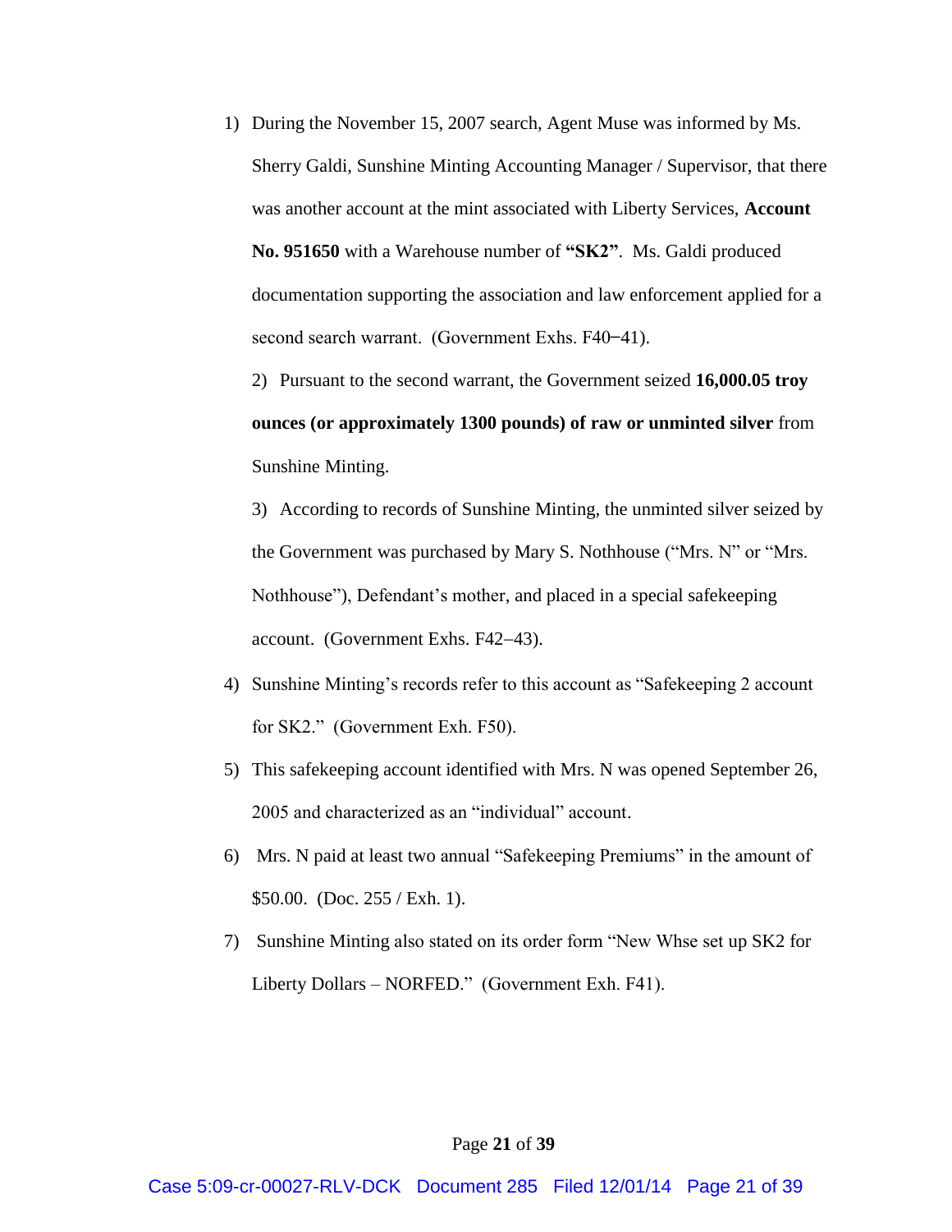1) During the November 15, 2007 search, Agent Muse was informed by Ms. Sherry Galdi, Sunshine Minting Accounting Manager / Supervisor, that there was another account at the mint associated with Liberty Services, **Account No. 951650** with a Warehouse number of **"SK2"**. Ms. Galdi produced documentation supporting the association and law enforcement applied for a second search warrant. (Government Exhs. F40‒41).

2) Pursuant to the second warrant, the Government seized **16,000.05 troy ounces (or approximately 1300 pounds) of raw or unminted silver** from Sunshine Minting.

3) According to records of Sunshine Minting, the unminted silver seized by the Government was purchased by Mary S. Nothhouse ("Mrs. N" or "Mrs. Nothhouse"), Defendant's mother, and placed in a special safekeeping account. (Government Exhs. F42‒43).

4) Sunshine Minting's records refer to this account as "Safekeeping 2 account for SK2." (Government Exh. F50).

5) This safekeeping account identified with Mrs. N was opened September 26, 2005 and characterized as an "individual" account.

6) Mrs. N paid at least two annual "Safekeeping Premiums" in the amount of $50.00. (Doc. 255 / Exh. 1).

7) Sunshine Minting also stated on its order form "New Whse set up SK2 for Liberty Dollars – NORFED." (Government Exh. F41).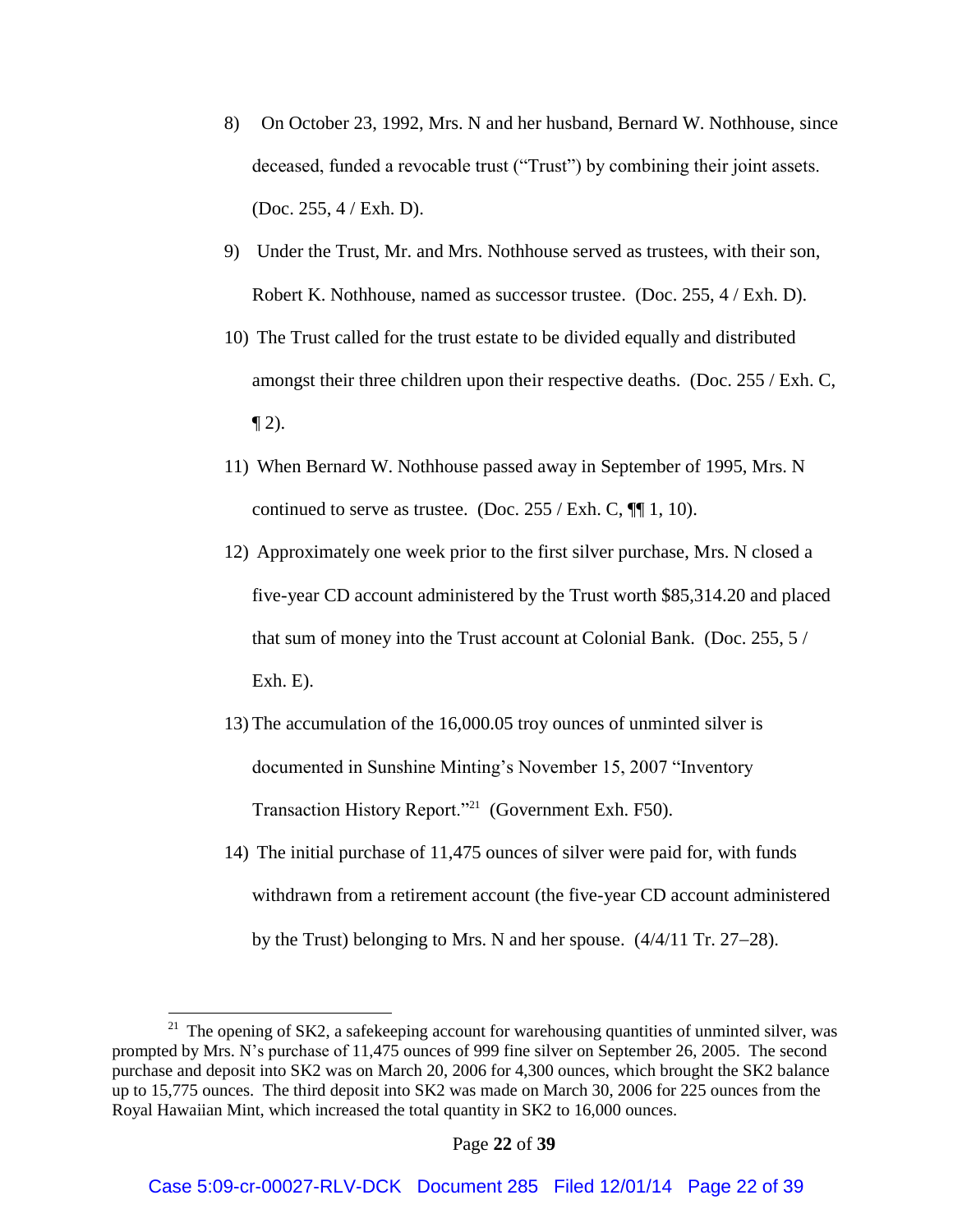8) On October 23, 1992, Mrs. N and her husband, Bernard W. Nothhouse, since deceased, funded a revocable trust ("Trust") by combining their joint assets. (Doc. 255, 4 / Exh. D).

9) Under the Trust, Mr. and Mrs. Nothhouse served as trustees, with their son, Robert K. Nothhouse, named as successor trustee. (Doc. 255, 4 / Exh. D).

10) The Trust called for the trust estate to be divided equally and distributed amongst their three children upon their respective deaths. (Doc. 255 / Exh. C, ¶ 2).

11) When Bernard W. Nothhouse passed away in September of 1995, Mrs. N continued to serve as trustee. (Doc. 255 / Exh. C, ¶¶ 1, 10).

12) Approximately one week prior to the first silver purchase, Mrs. N closed a five-year CD account administered by the Trust worth $85,314.20 and placed that sum of money into the Trust account at Colonial Bank. (Doc. 255, 5 / Exh. E).

13) The accumulation of the 16,000.05 troy ounces of unminted silver is documented in Sunshine Minting's November 15, 2007 "Inventory Transaction History Report."[21] (Government Exh. F50).

14) The initial purchase of 11,475 ounces of silver were paid for, with funds withdrawn from a retirement account (the five-year CD account administered by the Trust) belonging to Mrs. N and her spouse. (4/4/11 Tr. 27–28).

[21] The opening of SK2, a safekeeping account for warehousing quantities of unminted silver, was prompted by Mrs. N's purchase of 11,475 ounces of 999 fine silver on September 26, 2005. The second purchase and deposit into SK2 was on March 20, 2006 for 4,300 ounces, which brought the SK2 balance up to 15,775 ounces. The third deposit into SK2 was made on March 30, 2006 for 225 ounces from the Royal Hawaiian Mint, which increased the total quantity in SK2 to 16,000 ounces.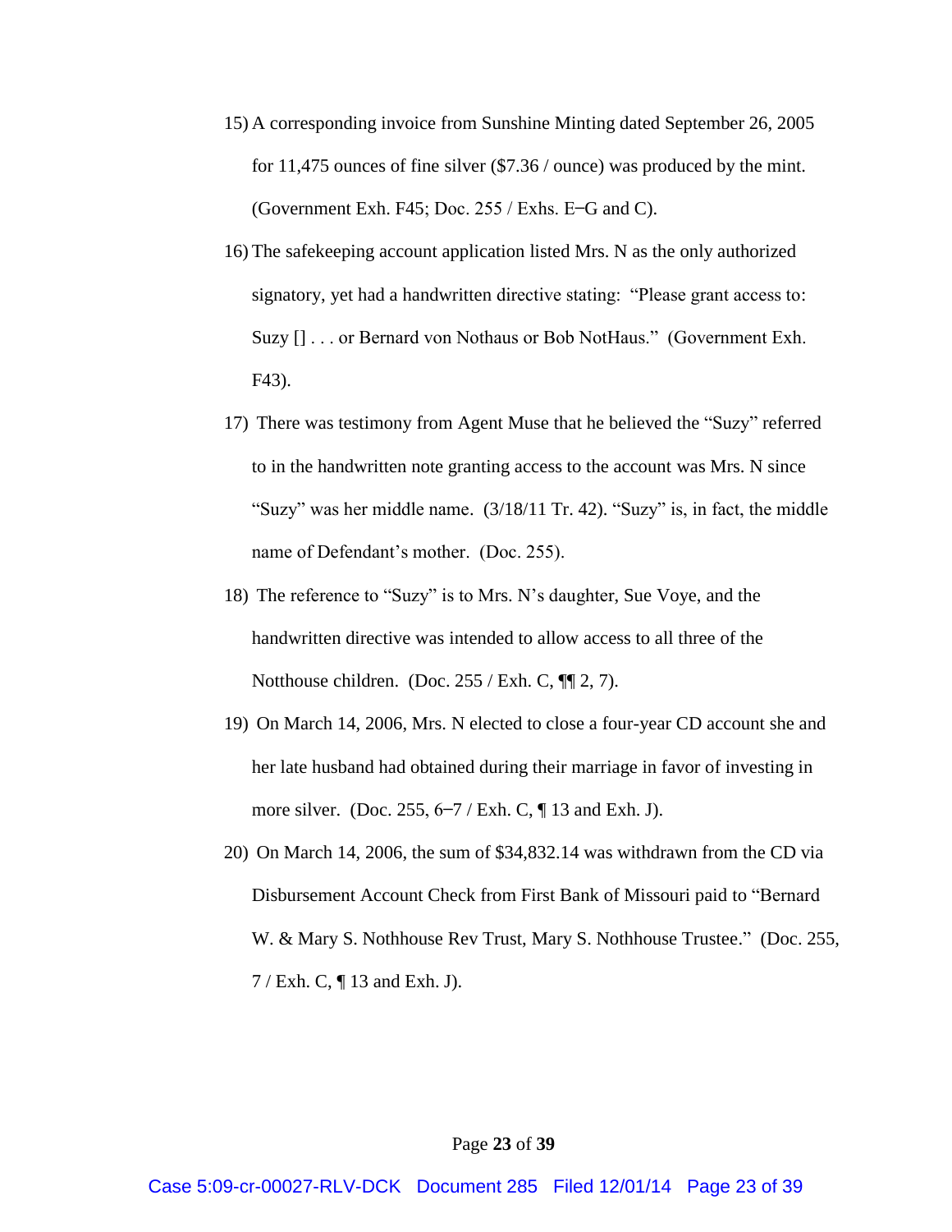15) A corresponding invoice from Sunshine Minting dated September 26, 2005 for 11,475 ounces of fine silver ($7.36 / ounce) was produced by the mint. (Government Exh. F45; Doc. 255 / Exhs. E–G and C).

16) The safekeeping account application listed Mrs. N as the only authorized signatory, yet had a handwritten directive stating: "Please grant access to: Suzy [] . . . or Bernard von Nothaus or Bob NotHaus." (Government Exh. F43).

17) There was testimony from Agent Muse that he believed the "Suzy" referred to in the handwritten note granting access to the account was Mrs. N since "Suzy" was her middle name. (3/18/11 Tr. 42). "Suzy" is, in fact, the middle name of Defendant's mother. (Doc. 255).

18) The reference to "Suzy" is to Mrs. N's daughter, Sue Voye, and the handwritten directive was intended to allow access to all three of the Notthouse children. (Doc. 255 / Exh. C, ¶¶ 2, 7).

19) On March 14, 2006, Mrs. N elected to close a four-year CD account she and her late husband had obtained during their marriage in favor of investing in more silver. (Doc. 255, 6–7 / Exh. C, ¶ 13 and Exh. J).

20) On March 14, 2006, the sum of $34,832.14 was withdrawn from the CD via Disbursement Account Check from First Bank of Missouri paid to "Bernard W. & Mary S. Nothhouse Rev Trust, Mary S. Nothhouse Trustee." (Doc. 255, 7 / Exh. C, ¶ 13 and Exh. J).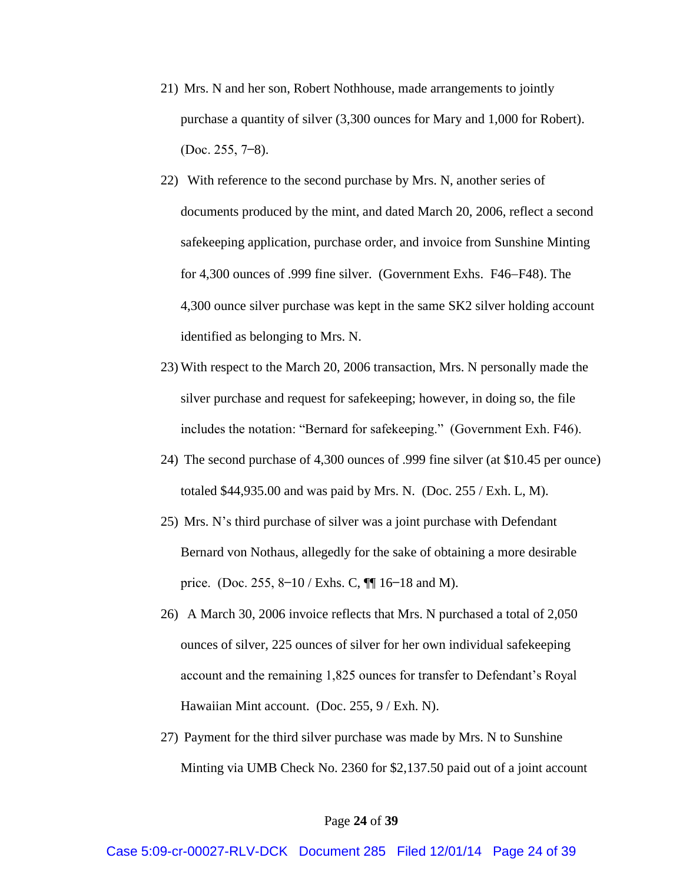21) Mrs. N and her son, Robert Nothhouse, made arrangements to jointly purchase a quantity of silver (3,300 ounces for Mary and 1,000 for Robert). (Doc. 255, 7–8).

22) With reference to the second purchase by Mrs. N, another series of documents produced by the mint, and dated March 20, 2006, reflect a second safekeeping application, purchase order, and invoice from Sunshine Minting for 4,300 ounces of .999 fine silver. (Government Exhs. F46–F48). The 4,300 ounce silver purchase was kept in the same SK2 silver holding account identified as belonging to Mrs. N.

23) With respect to the March 20, 2006 transaction, Mrs. N personally made the silver purchase and request for safekeeping; however, in doing so, the file includes the notation: "Bernard for safekeeping." (Government Exh. F46).

24) The second purchase of 4,300 ounces of .999 fine silver (at $10.45 per ounce) totaled $44,935.00 and was paid by Mrs. N. (Doc. 255 / Exh. L, M).

25) Mrs. N's third purchase of silver was a joint purchase with Defendant Bernard von Nothaus, allegedly for the sake of obtaining a more desirable price. (Doc. 255, 8–10 / Exhs. C, ¶¶ 16–18 and M).

26) A March 30, 2006 invoice reflects that Mrs. N purchased a total of 2,050 ounces of silver, 225 ounces of silver for her own individual safekeeping account and the remaining 1,825 ounces for transfer to Defendant's Royal Hawaiian Mint account. (Doc. 255, 9 / Exh. N).

27) Payment for the third silver purchase was made by Mrs. N to Sunshine Minting via UMB Check No. 2360 for $2,137.50 paid out of a joint account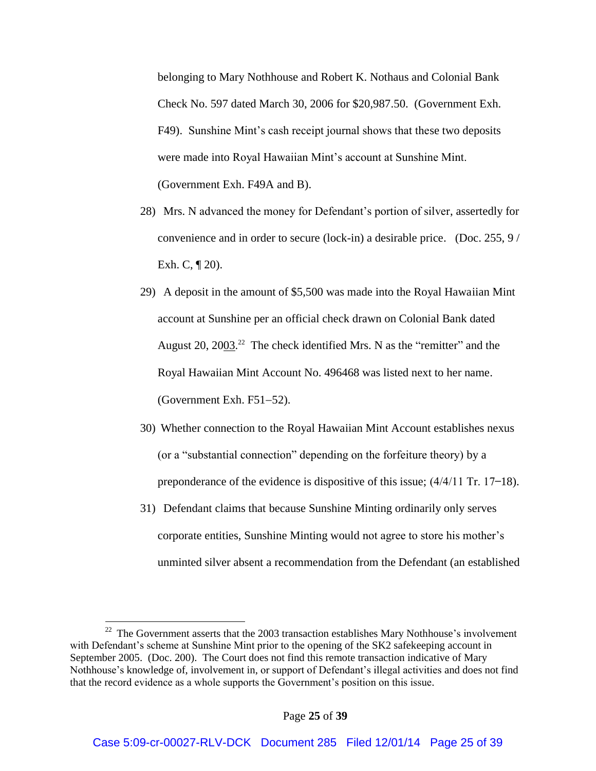belonging to Mary Nothhouse and Robert K. Nothaus and Colonial Bank Check No. 597 dated March 30, 2006 for $20,987.50. (Government Exh. F49). Sunshine Mint's cash receipt journal shows that these two deposits were made into Royal Hawaiian Mint's account at Sunshine Mint. (Government Exh. F49A and B).

28) Mrs. N advanced the money for Defendant's portion of silver, assertedly for convenience and in order to secure (lock-in) a desirable price. (Doc. 255, 9 / Exh. C, ¶ 20).

29) A deposit in the amount of $5,500 was made into the Royal Hawaiian Mint account at Sunshine per an official check drawn on Colonial Bank dated August 20, 2003.[22] The check identified Mrs. N as the "remitter" and the Royal Hawaiian Mint Account No. 496468 was listed next to her name. (Government Exh. F51–52).

30) Whether connection to the Royal Hawaiian Mint Account establishes nexus (or a "substantial connection" depending on the forfeiture theory) by a preponderance of the evidence is dispositive of this issue; (4/4/11 Tr. 17–18).

31) Defendant claims that because Sunshine Minting ordinarily only serves corporate entities, Sunshine Minting would not agree to store his mother's unminted silver absent a recommendation from the Defendant (an established

[22] The Government asserts that the 2003 transaction establishes Mary Nothhouse's involvement with Defendant's scheme at Sunshine Mint prior to the opening of the SK2 safekeeping account in September 2005. (Doc. 200). The Court does not find this remote transaction indicative of Mary Nothhouse's knowledge of, involvement in, or support of Defendant's illegal activities and does not find that the record evidence as a whole supports the Government's position on this issue.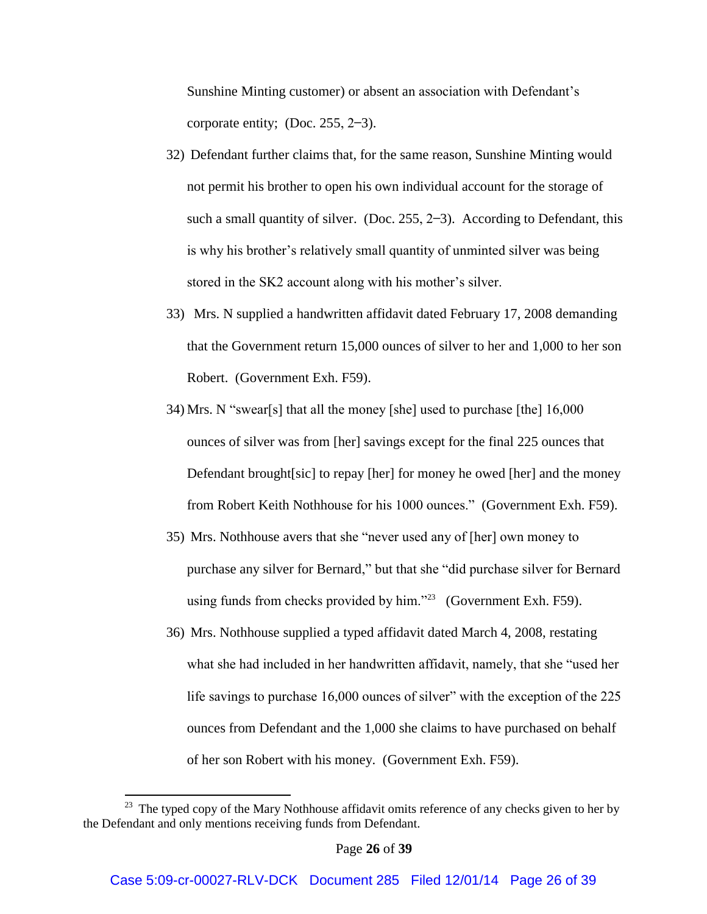Sunshine Minting customer) or absent an association with Defendant's corporate entity; (Doc. 255, 2–3).

32) Defendant further claims that, for the same reason, Sunshine Minting would not permit his brother to open his own individual account for the storage of such a small quantity of silver. (Doc. 255, 2–3). According to Defendant, this is why his brother's relatively small quantity of unminted silver was being stored in the SK2 account along with his mother's silver.

33) Mrs. N supplied a handwritten affidavit dated February 17, 2008 demanding that the Government return 15,000 ounces of silver to her and 1,000 to her son Robert. (Government Exh. F59).

34) Mrs. N "swear[s] that all the money [she] used to purchase [the] 16,000 ounces of silver was from [her] savings except for the final 225 ounces that Defendant brought[sic] to repay [her] for money he owed [her] and the money from Robert Keith Nothhouse for his 1000 ounces." (Government Exh. F59).

35) Mrs. Nothhouse avers that she "never used any of [her] own money to purchase any silver for Bernard," but that she "did purchase silver for Bernard using funds from checks provided by him."[23] (Government Exh. F59).

36) Mrs. Nothhouse supplied a typed affidavit dated March 4, 2008, restating what she had included in her handwritten affidavit, namely, that she "used her life savings to purchase 16,000 ounces of silver" with the exception of the 225 ounces from Defendant and the 1,000 she claims to have purchased on behalf of her son Robert with his money. (Government Exh. F59).

[23] The typed copy of the Mary Nothhouse affidavit omits reference of any checks given to her by the Defendant and only mentions receiving funds from Defendant.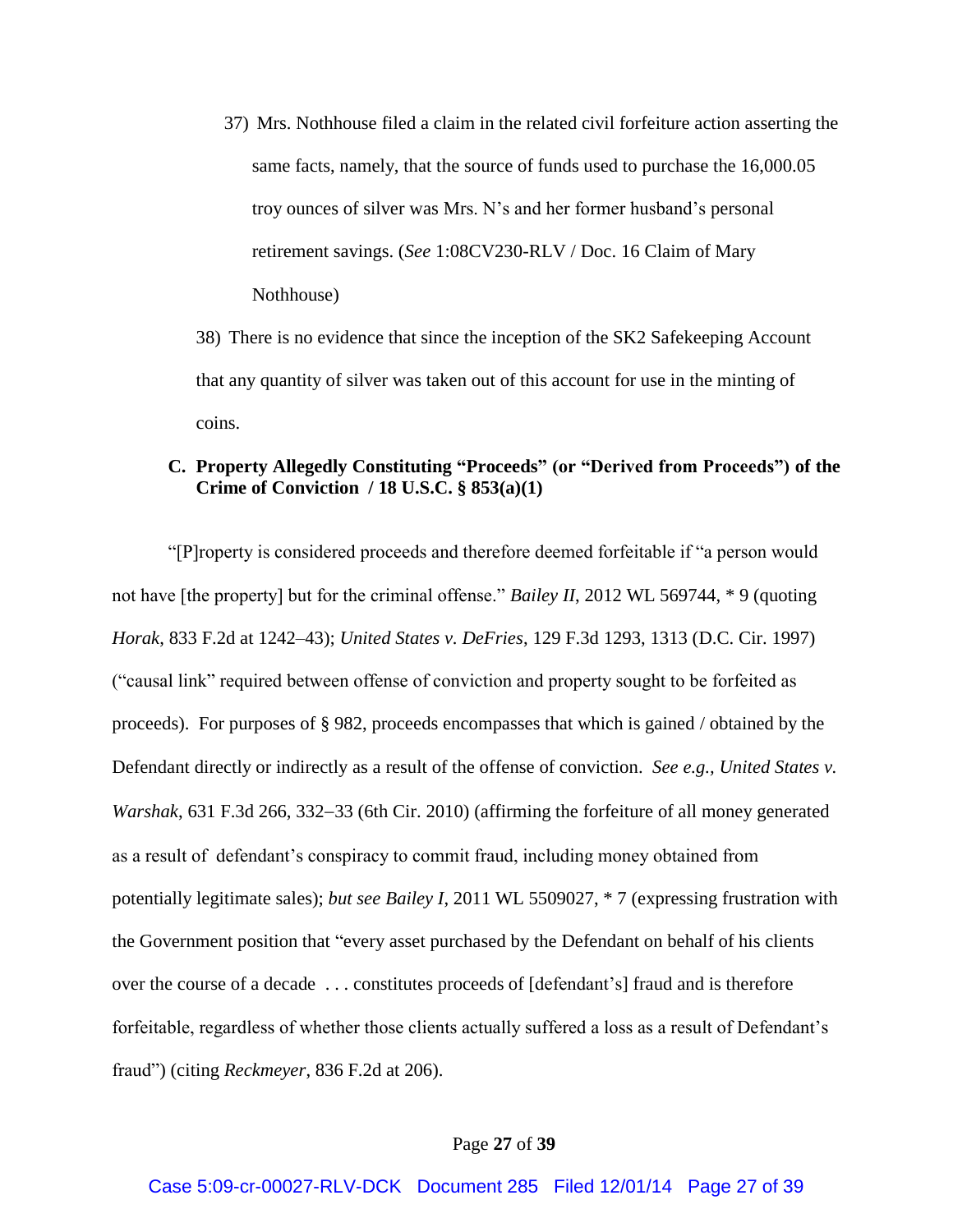37) Mrs. Nothhouse filed a claim in the related civil forfeiture action asserting the same facts, namely, that the source of funds used to purchase the 16,000.05 troy ounces of silver was Mrs. N's and her former husband's personal retirement savings. (*See* 1:08CV230-RLV / Doc. 16 Claim of Mary Nothhouse)

38) There is no evidence that since the inception of the SK2 Safekeeping Account that any quantity of silver was taken out of this account for use in the minting of coins.

### C. Property Allegedly Constituting "Proceeds" (or "Derived from Proceeds") of the Crime of Conviction / 18 U.S.C. § 853(a)(1)

"[P]roperty is considered proceeds and therefore deemed forfeitable if "a person would not have [the property] but for the criminal offense." *Bailey II*, 2012 WL 569744, * 9 (quoting *Horak*, 833 F.2d at 1242–43); *United States v. DeFries*, 129 F.3d 1293, 1313 (D.C. Cir. 1997) ("causal link" required between offense of conviction and property sought to be forfeited as proceeds). For purposes of § 982, proceeds encompasses that which is gained / obtained by the Defendant directly or indirectly as a result of the offense of conviction. *See e.g., United States v. Warshak*, 631 F.3d 266, 332–33 (6th Cir. 2010) (affirming the forfeiture of all money generated as a result of defendant's conspiracy to commit fraud, including money obtained from potentially legitimate sales); *but see Bailey I*, 2011 WL 5509027, * 7 (expressing frustration with the Government position that "every asset purchased by the Defendant on behalf of his clients over the course of a decade . . . constitutes proceeds of [defendant's] fraud and is therefore forfeitable, regardless of whether those clients actually suffered a loss as a result of Defendant's fraud") (citing *Reckmeyer*, 836 F.2d at 206).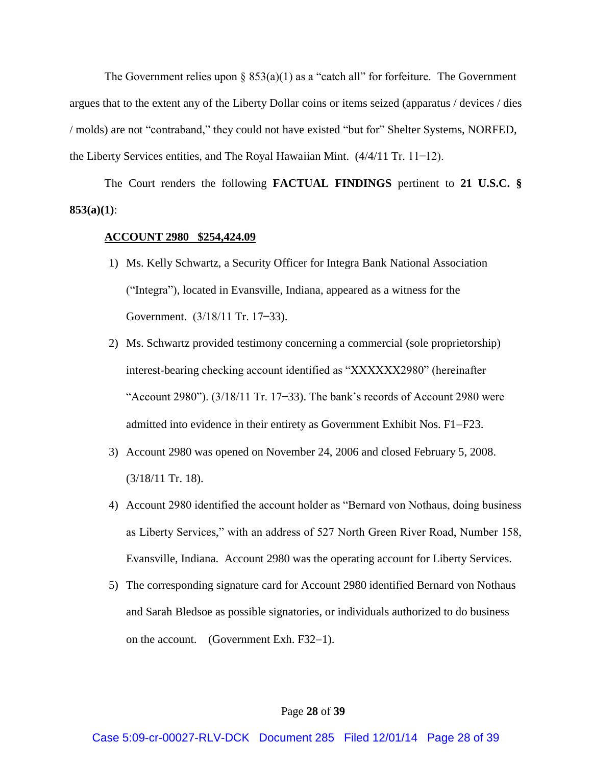The Government relies upon § 853(a)(1) as a "catch all" for forfeiture. The Government argues that to the extent any of the Liberty Dollar coins or items seized (apparatus / devices / dies / molds) are not "contraband," they could not have existed "but for" Shelter Systems, NORFED, the Liberty Services entities, and The Royal Hawaiian Mint. (4/4/11 Tr. 11–12).

The Court renders the following **FACTUAL FINDINGS** pertinent to **21 U.S.C. § 853(a)(1)**:

**ACCOUNT 2980 $254,424.09**

1) Ms. Kelly Schwartz, a Security Officer for Integra Bank National Association ("Integra"), located in Evansville, Indiana, appeared as a witness for the Government. (3/18/11 Tr. 17–33).

2) Ms. Schwartz provided testimony concerning a commercial (sole proprietorship) interest-bearing checking account identified as "XXXXXX2980" (hereinafter "Account 2980"). (3/18/11 Tr. 17–33). The bank's records of Account 2980 were admitted into evidence in their entirety as Government Exhibit Nos. F1–F23.

3) Account 2980 was opened on November 24, 2006 and closed February 5, 2008. (3/18/11 Tr. 18).

4) Account 2980 identified the account holder as "Bernard von Nothaus, doing business as Liberty Services," with an address of 527 North Green River Road, Number 158, Evansville, Indiana. Account 2980 was the operating account for Liberty Services.

5) The corresponding signature card for Account 2980 identified Bernard von Nothaus and Sarah Bledsoe as possible signatories, or individuals authorized to do business on the account. (Government Exh. F32–1).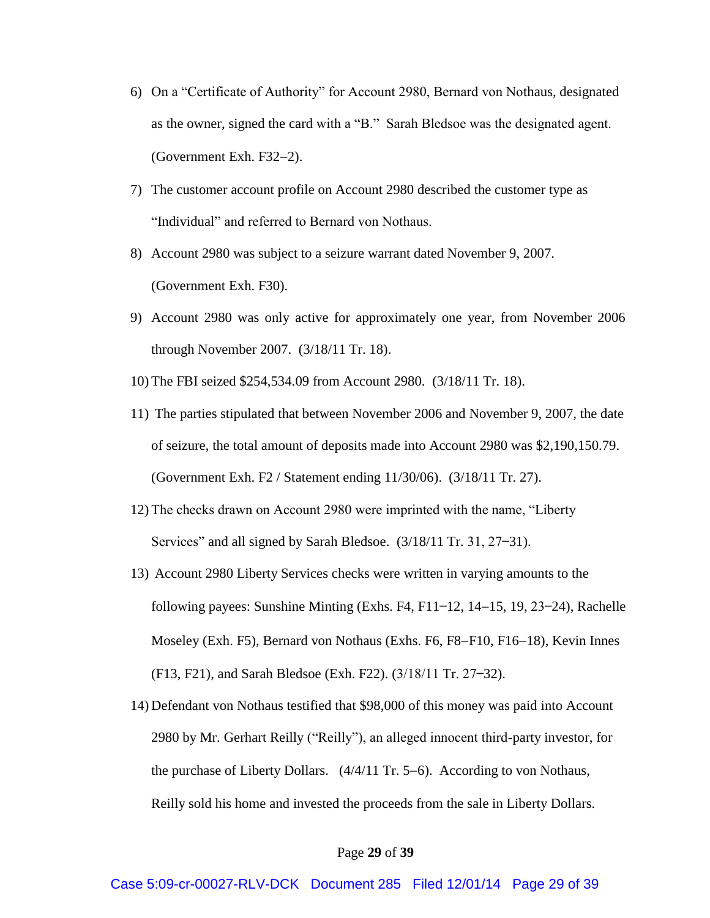6) On a "Certificate of Authority" for Account 2980, Bernard von Nothaus, designated as the owner, signed the card with a "B." Sarah Bledsoe was the designated agent. (Government Exh. F32−2).

7) The customer account profile on Account 2980 described the customer type as "Individual" and referred to Bernard von Nothaus.

8) Account 2980 was subject to a seizure warrant dated November 9, 2007. (Government Exh. F30).

9) Account 2980 was only active for approximately one year, from November 2006 through November 2007. (3/18/11 Tr. 18).

10) The FBI seized $254,534.09 from Account 2980. (3/18/11 Tr. 18).

11) The parties stipulated that between November 2006 and November 9, 2007, the date of seizure, the total amount of deposits made into Account 2980 was $2,190,150.79. (Government Exh. F2 / Statement ending 11/30/06). (3/18/11 Tr. 27).

12) The checks drawn on Account 2980 were imprinted with the name, "Liberty Services" and all signed by Sarah Bledsoe. (3/18/11 Tr. 31, 27−31).

13) Account 2980 Liberty Services checks were written in varying amounts to the following payees: Sunshine Minting (Exhs. F4, F11−12, 14−15, 19, 23−24), Rachelle Moseley (Exh. F5), Bernard von Nothaus (Exhs. F6, F8−F10, F16−18), Kevin Innes (F13, F21), and Sarah Bledsoe (Exh. F22). (3/18/11 Tr. 27−32).

14) Defendant von Nothaus testified that $98,000 of this money was paid into Account 2980 by Mr. Gerhart Reilly ("Reilly"), an alleged innocent third-party investor, for the purchase of Liberty Dollars. (4/4/11 Tr. 5−6). According to von Nothaus, Reilly sold his home and invested the proceeds from the sale in Liberty Dollars.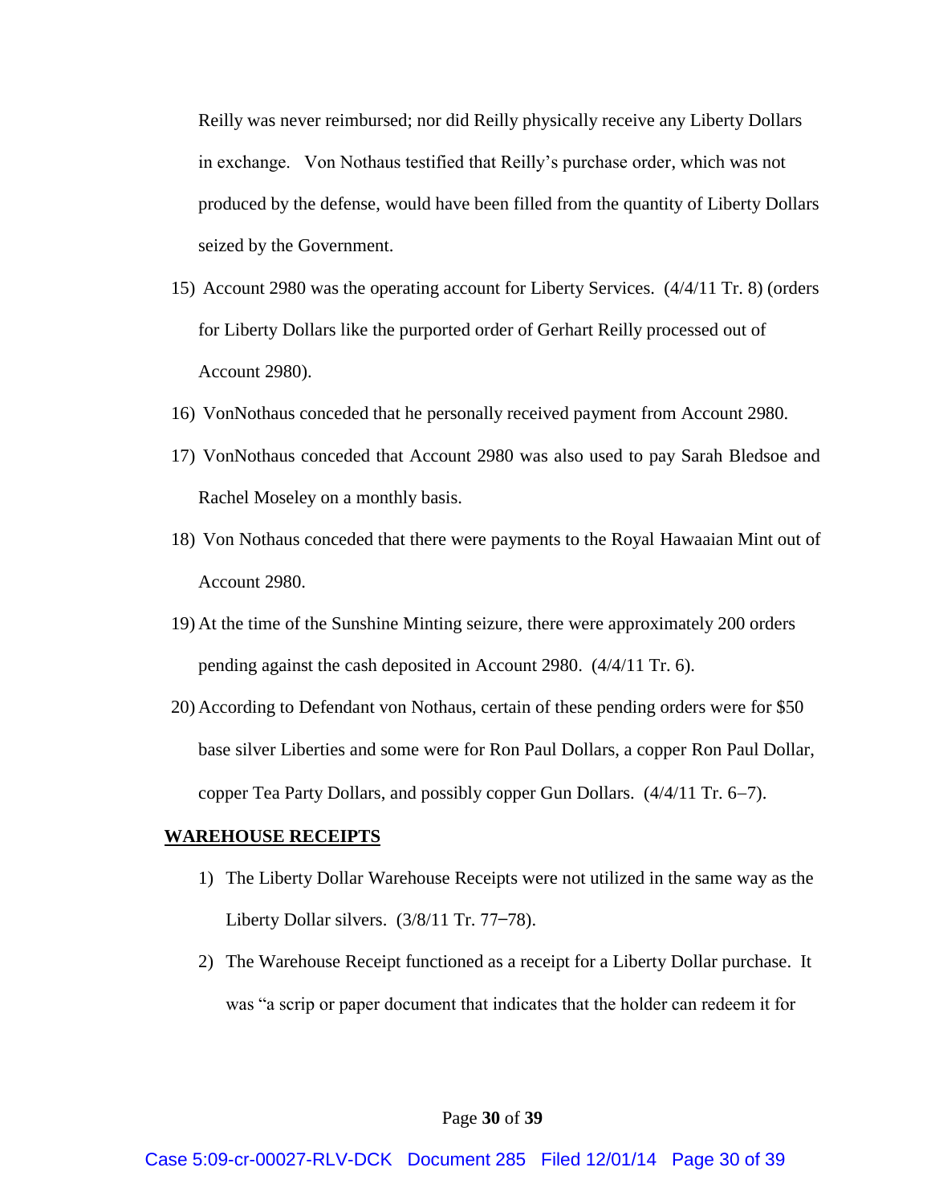Reilly was never reimbursed; nor did Reilly physically receive any Liberty Dollars in exchange. Von Nothaus testified that Reilly's purchase order, which was not produced by the defense, would have been filled from the quantity of Liberty Dollars seized by the Government.

15) Account 2980 was the operating account for Liberty Services. (4/4/11 Tr. 8) (orders for Liberty Dollars like the purported order of Gerhart Reilly processed out of Account 2980).
16) VonNothaus conceded that he personally received payment from Account 2980.
17) VonNothaus conceded that Account 2980 was also used to pay Sarah Bledsoe and Rachel Moseley on a monthly basis.
18) Von Nothaus conceded that there were payments to the Royal Hawaaian Mint out of Account 2980.
19) At the time of the Sunshine Minting seizure, there were approximately 200 orders pending against the cash deposited in Account 2980. (4/4/11 Tr. 6).
20) According to Defendant von Nothaus, certain of these pending orders were for $50 base silver Liberties and some were for Ron Paul Dollars, a copper Ron Paul Dollar, copper Tea Party Dollars, and possibly copper Gun Dollars. (4/4/11 Tr. 6–7).

**WAREHOUSE RECEIPTS**

1) The Liberty Dollar Warehouse Receipts were not utilized in the same way as the Liberty Dollar silvers. (3/8/11 Tr. 77–78).
2) The Warehouse Receipt functioned as a receipt for a Liberty Dollar purchase. It was "a scrip or paper document that indicates that the holder can redeem it for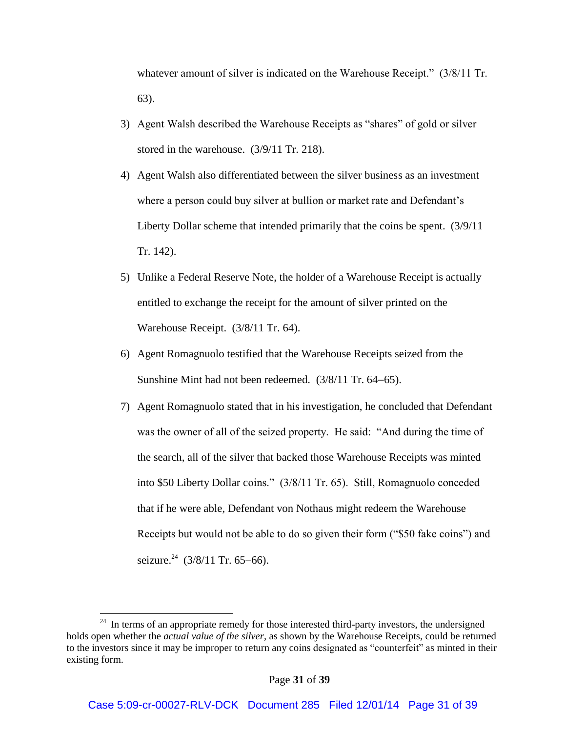whatever amount of silver is indicated on the Warehouse Receipt." (3/8/11 Tr. 63).

3) Agent Walsh described the Warehouse Receipts as "shares" of gold or silver stored in the warehouse. (3/9/11 Tr. 218).

4) Agent Walsh also differentiated between the silver business as an investment where a person could buy silver at bullion or market rate and Defendant's Liberty Dollar scheme that intended primarily that the coins be spent. (3/9/11 Tr. 142).

5) Unlike a Federal Reserve Note, the holder of a Warehouse Receipt is actually entitled to exchange the receipt for the amount of silver printed on the Warehouse Receipt. (3/8/11 Tr. 64).

6) Agent Romagnuolo testified that the Warehouse Receipts seized from the Sunshine Mint had not been redeemed. (3/8/11 Tr. 64–65).

7) Agent Romagnuolo stated that in his investigation, he concluded that Defendant was the owner of all of the seized property. He said: "And during the time of the search, all of the silver that backed those Warehouse Receipts was minted into $50 Liberty Dollar coins." (3/8/11 Tr. 65). Still, Romagnuolo conceded that if he were able, Defendant von Nothaus might redeem the Warehouse Receipts but would not be able to do so given their form ("$50 fake coins") and seizure.[24] (3/8/11 Tr. 65–66).

---

[24] In terms of an appropriate remedy for those interested third-party investors, the undersigned holds open whether the *actual value of the silver*, as shown by the Warehouse Receipts, could be returned to the investors since it may be improper to return any coins designated as "counterfeit" as minted in their existing form.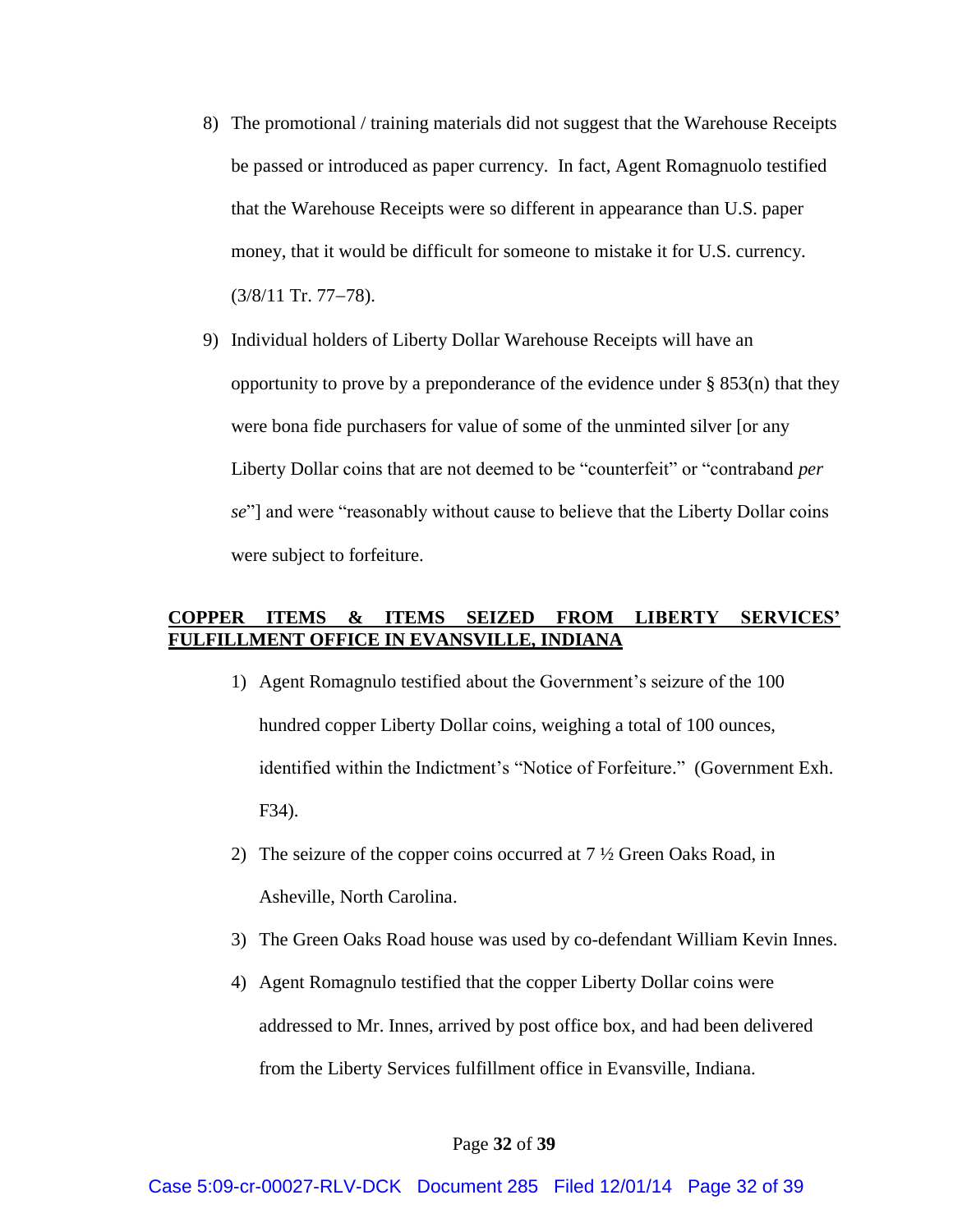8) The promotional / training materials did not suggest that the Warehouse Receipts be passed or introduced as paper currency. In fact, Agent Romagnuolo testified that the Warehouse Receipts were so different in appearance than U.S. paper money, that it would be difficult for someone to mistake it for U.S. currency. (3/8/11 Tr. 77–78).

9) Individual holders of Liberty Dollar Warehouse Receipts will have an opportunity to prove by a preponderance of the evidence under § 853(n) that they were bona fide purchasers for value of some of the unminted silver [or any Liberty Dollar coins that are not deemed to be "counterfeit" or "contraband *per se*"] and were "reasonably without cause to believe that the Liberty Dollar coins were subject to forfeiture.

## COPPER ITEMS & ITEMS SEIZED FROM LIBERTY SERVICES' FULFILLMENT OFFICE IN EVANSVILLE, INDIANA

1) Agent Romagnulo testified about the Government's seizure of the 100 hundred copper Liberty Dollar coins, weighing a total of 100 ounces, identified within the Indictment's "Notice of Forfeiture." (Government Exh. F34).

2) The seizure of the copper coins occurred at 7 ½ Green Oaks Road, in Asheville, North Carolina.

3) The Green Oaks Road house was used by co-defendant William Kevin Innes.

4) Agent Romagnulo testified that the copper Liberty Dollar coins were addressed to Mr. Innes, arrived by post office box, and had been delivered from the Liberty Services fulfillment office in Evansville, Indiana.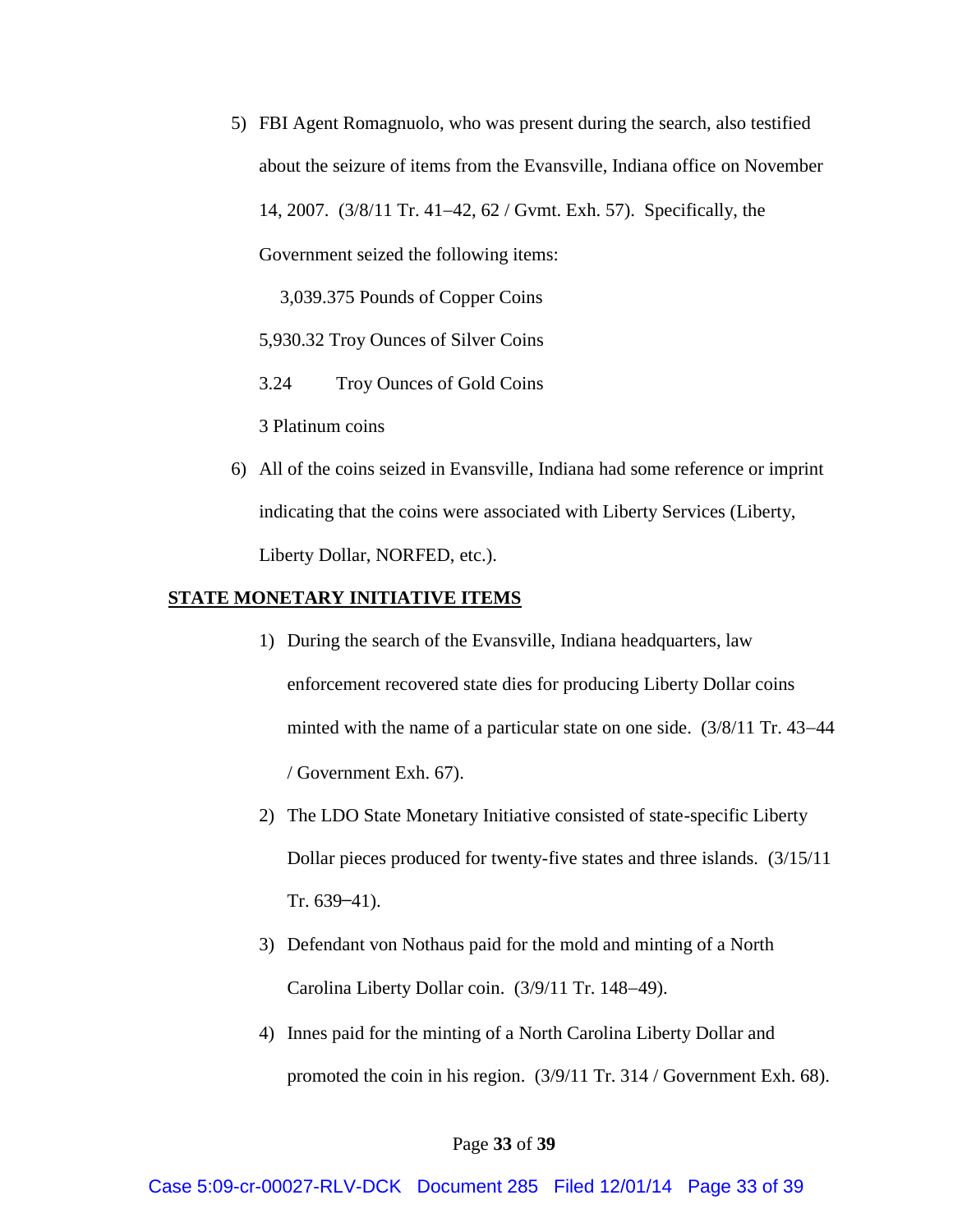5) FBI Agent Romagnuolo, who was present during the search, also testified about the seizure of items from the Evansville, Indiana office on November 14, 2007. (3/8/11 Tr. 41–42, 62 / Gvmt. Exh. 57). Specifically, the Government seized the following items:

   3,039.375 Pounds of Copper Coins

   5,930.32 Troy Ounces of Silver Coins

   3.24 Troy Ounces of Gold Coins

   3 Platinum coins

6) All of the coins seized in Evansville, Indiana had some reference or imprint indicating that the coins were associated with Liberty Services (Liberty, Liberty Dollar, NORFED, etc.).

**STATE MONETARY INITIATIVE ITEMS**

1) During the search of the Evansville, Indiana headquarters, law enforcement recovered state dies for producing Liberty Dollar coins minted with the name of a particular state on one side. (3/8/11 Tr. 43–44 / Government Exh. 67).

2) The LDO State Monetary Initiative consisted of state-specific Liberty Dollar pieces produced for twenty-five states and three islands. (3/15/11 Tr. 639–41).

3) Defendant von Nothaus paid for the mold and minting of a North Carolina Liberty Dollar coin. (3/9/11 Tr. 148–49).

4) Innes paid for the minting of a North Carolina Liberty Dollar and promoted the coin in his region. (3/9/11 Tr. 314 / Government Exh. 68).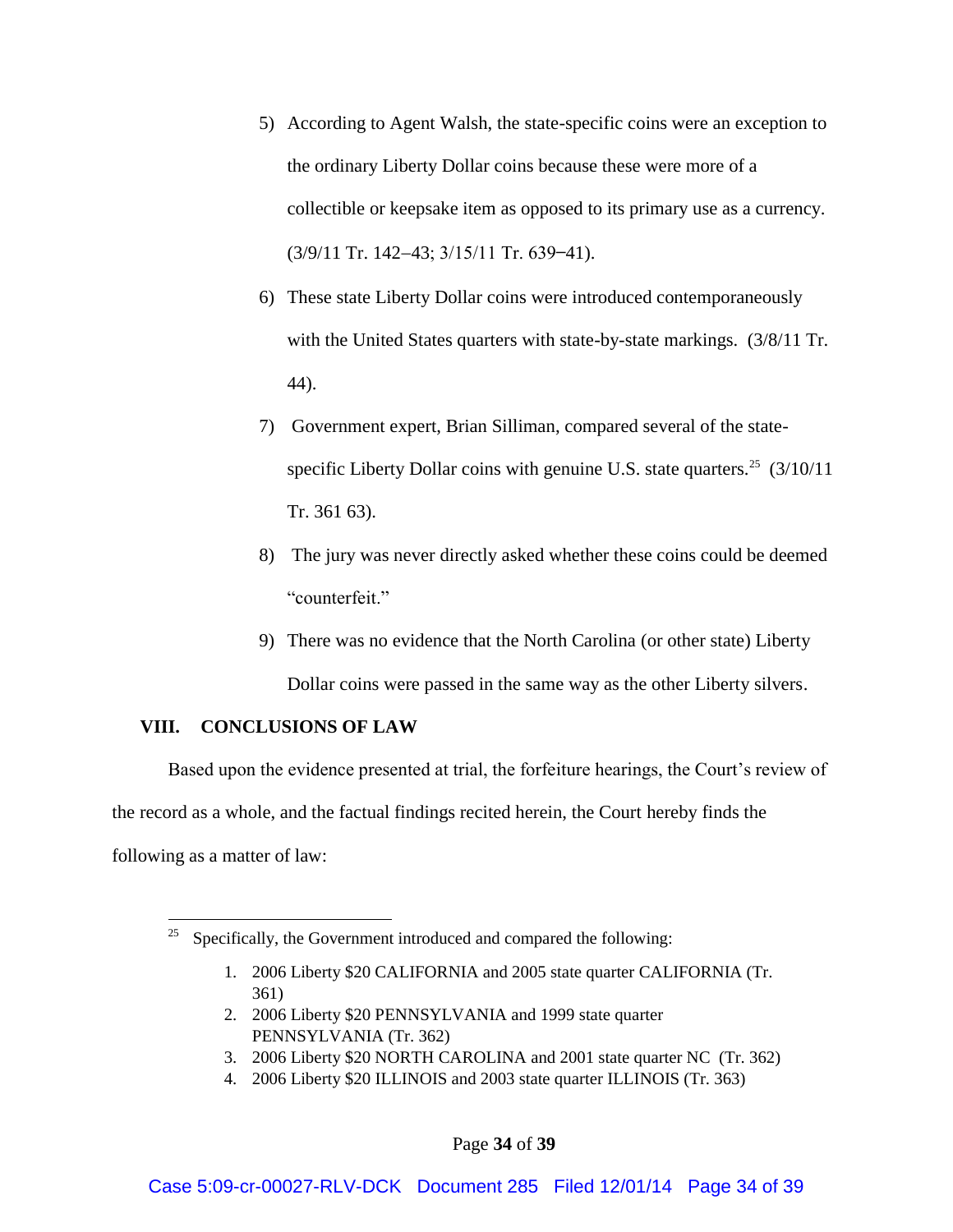5) According to Agent Walsh, the state-specific coins were an exception to the ordinary Liberty Dollar coins because these were more of a collectible or keepsake item as opposed to its primary use as a currency. (3/9/11 Tr. 142–43; 3/15/11 Tr. 639–41).

6) These state Liberty Dollar coins were introduced contemporaneously with the United States quarters with state-by-state markings. (3/8/11 Tr. 44).

7) Government expert, Brian Silliman, compared several of the state-specific Liberty Dollar coins with genuine U.S. state quarters.[25] (3/10/11 Tr. 361 63).

8) The jury was never directly asked whether these coins could be deemed "counterfeit."

9) There was no evidence that the North Carolina (or other state) Liberty Dollar coins were passed in the same way as the other Liberty silvers.

## VIII. CONCLUSIONS OF LAW

Based upon the evidence presented at trial, the forfeiture hearings, the Court's review of the record as a whole, and the factual findings recited herein, the Court hereby finds the following as a matter of law:

---

[25] Specifically, the Government introduced and compared the following:

1. 2006 Liberty $20 CALIFORNIA and 2005 state quarter CALIFORNIA (Tr. 361)
2. 2006 Liberty $20 PENNSYLVANIA and 1999 state quarter PENNSYLVANIA (Tr. 362)
3. 2006 Liberty $20 NORTH CAROLINA and 2001 state quarter NC (Tr. 362)
4. 2006 Liberty $20 ILLINOIS and 2003 state quarter ILLINOIS (Tr. 363)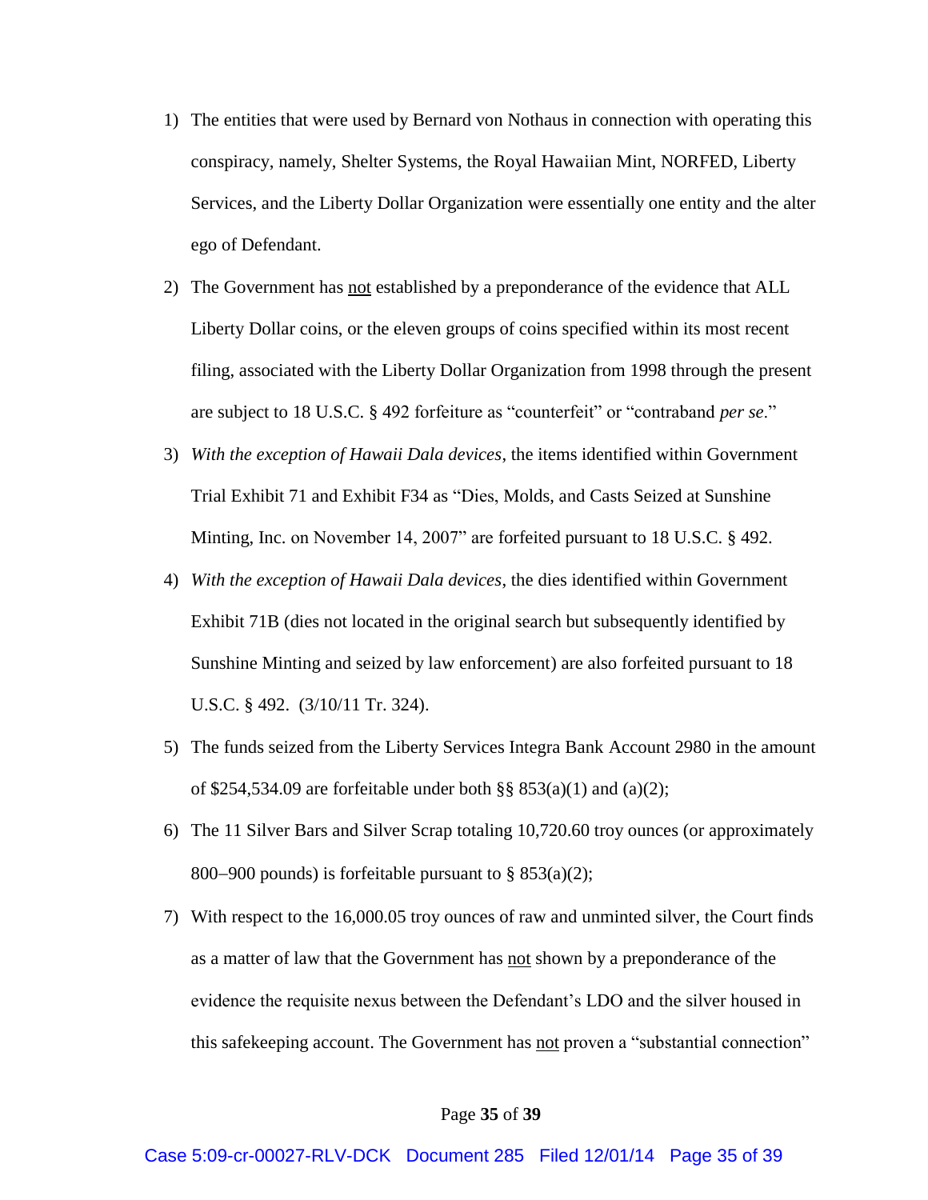1) The entities that were used by Bernard von Nothaus in connection with operating this conspiracy, namely, Shelter Systems, the Royal Hawaiian Mint, NORFED, Liberty Services, and the Liberty Dollar Organization were essentially one entity and the alter ego of Defendant.

2) The Government has <u>not</u> established by a preponderance of the evidence that ALL Liberty Dollar coins, or the eleven groups of coins specified within its most recent filing, associated with the Liberty Dollar Organization from 1998 through the present are subject to 18 U.S.C. § 492 forfeiture as "counterfeit" or "contraband *per se*."

3) *With the exception of Hawaii Dala devices*, the items identified within Government Trial Exhibit 71 and Exhibit F34 as "Dies, Molds, and Casts Seized at Sunshine Minting, Inc. on November 14, 2007" are forfeited pursuant to 18 U.S.C. § 492.

4) *With the exception of Hawaii Dala devices*, the dies identified within Government Exhibit 71B (dies not located in the original search but subsequently identified by Sunshine Minting and seized by law enforcement) are also forfeited pursuant to 18 U.S.C. § 492. (3/10/11 Tr. 324).

5) The funds seized from the Liberty Services Integra Bank Account 2980 in the amount of $254,534.09 are forfeitable under both §§ 853(a)(1) and (a)(2);

6) The 11 Silver Bars and Silver Scrap totaling 10,720.60 troy ounces (or approximately 800–900 pounds) is forfeitable pursuant to § 853(a)(2);

7) With respect to the 16,000.05 troy ounces of raw and unminted silver, the Court finds as a matter of law that the Government has <u>not</u> shown by a preponderance of the evidence the requisite nexus between the Defendant's LDO and the silver housed in this safekeeping account. The Government has <u>not</u> proven a "substantial connection"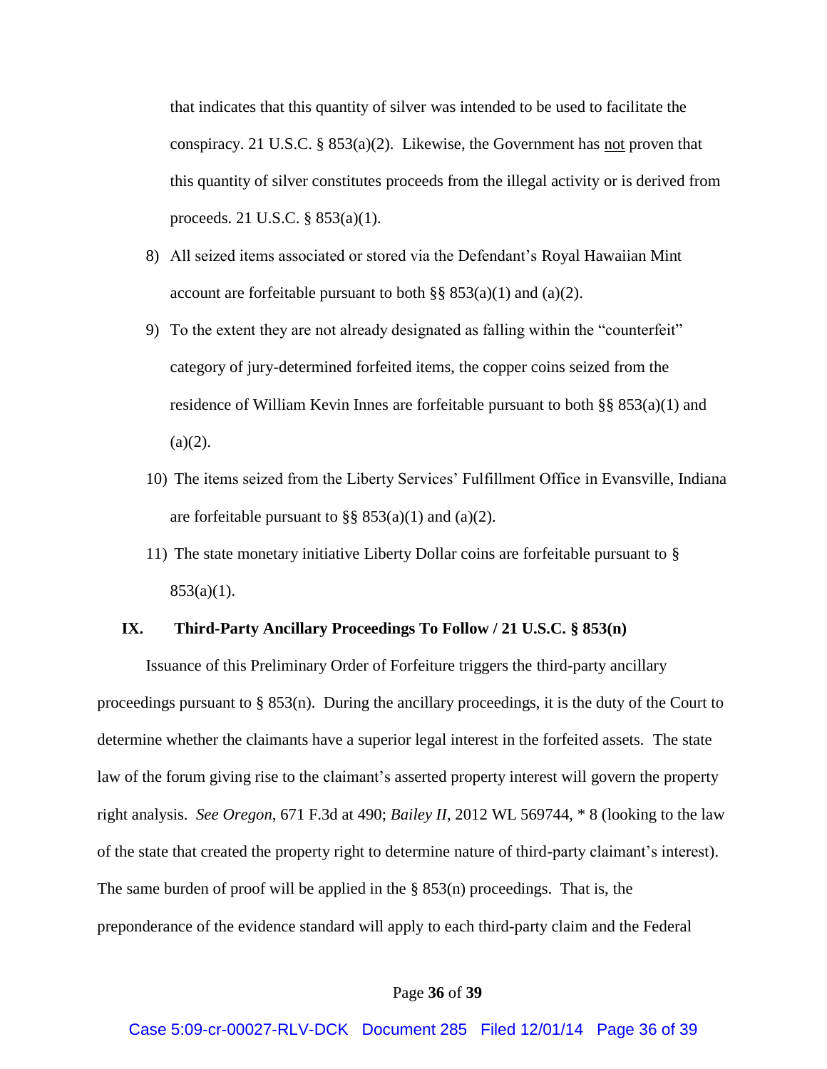that indicates that this quantity of silver was intended to be used to facilitate the conspiracy. 21 U.S.C. § 853(a)(2). Likewise, the Government has not proven that this quantity of silver constitutes proceeds from the illegal activity or is derived from proceeds. 21 U.S.C. § 853(a)(1).

8) All seized items associated or stored via the Defendant's Royal Hawaiian Mint account are forfeitable pursuant to both §§ 853(a)(1) and (a)(2).

9) To the extent they are not already designated as falling within the "counterfeit" category of jury-determined forfeited items, the copper coins seized from the residence of William Kevin Innes are forfeitable pursuant to both §§ 853(a)(1) and (a)(2).

10) The items seized from the Liberty Services' Fulfillment Office in Evansville, Indiana are forfeitable pursuant to §§ 853(a)(1) and (a)(2).

11) The state monetary initiative Liberty Dollar coins are forfeitable pursuant to § 853(a)(1).

## IX. Third-Party Ancillary Proceedings To Follow / 21 U.S.C. § 853(n)

Issuance of this Preliminary Order of Forfeiture triggers the third-party ancillary proceedings pursuant to § 853(n). During the ancillary proceedings, it is the duty of the Court to determine whether the claimants have a superior legal interest in the forfeited assets. The state law of the forum giving rise to the claimant's asserted property interest will govern the property right analysis. *See Oregon*, 671 F.3d at 490; *Bailey II*, 2012 WL 569744, * 8 (looking to the law of the state that created the property right to determine nature of third-party claimant's interest). The same burden of proof will be applied in the § 853(n) proceedings. That is, the preponderance of the evidence standard will apply to each third-party claim and the Federal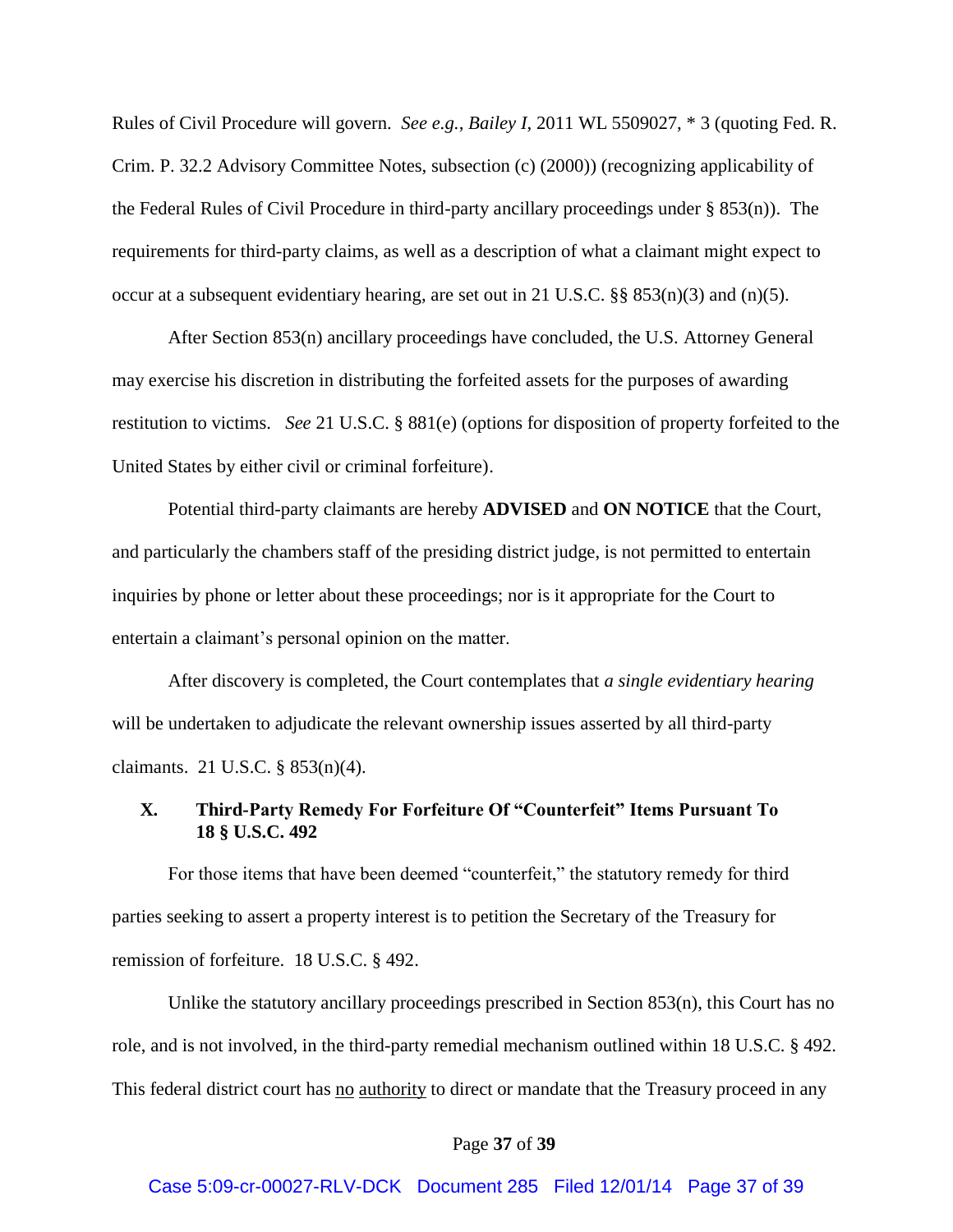Rules of Civil Procedure will govern. *See e.g.*, *Bailey I*, 2011 WL 5509027, * 3 (quoting Fed. R. Crim. P. 32.2 Advisory Committee Notes, subsection (c) (2000)) (recognizing applicability of the Federal Rules of Civil Procedure in third-party ancillary proceedings under § 853(n)). The requirements for third-party claims, as well as a description of what a claimant might expect to occur at a subsequent evidentiary hearing, are set out in 21 U.S.C. §§ 853(n)(3) and (n)(5).

After Section 853(n) ancillary proceedings have concluded, the U.S. Attorney General may exercise his discretion in distributing the forfeited assets for the purposes of awarding restitution to victims. *See* 21 U.S.C. § 881(e) (options for disposition of property forfeited to the United States by either civil or criminal forfeiture).

Potential third-party claimants are hereby **ADVISED** and **ON NOTICE** that the Court, and particularly the chambers staff of the presiding district judge, is not permitted to entertain inquiries by phone or letter about these proceedings; nor is it appropriate for the Court to entertain a claimant's personal opinion on the matter.

After discovery is completed, the Court contemplates that *a single evidentiary hearing* will be undertaken to adjudicate the relevant ownership issues asserted by all third-party claimants. 21 U.S.C. § 853(n)(4).

## X. Third-Party Remedy For Forfeiture Of "Counterfeit" Items Pursuant To 18 § U.S.C. 492

For those items that have been deemed "counterfeit," the statutory remedy for third parties seeking to assert a property interest is to petition the Secretary of the Treasury for remission of forfeiture. 18 U.S.C. § 492.

Unlike the statutory ancillary proceedings prescribed in Section 853(n), this Court has no role, and is not involved, in the third-party remedial mechanism outlined within 18 U.S.C. § 492. This federal district court has no authority to direct or mandate that the Treasury proceed in any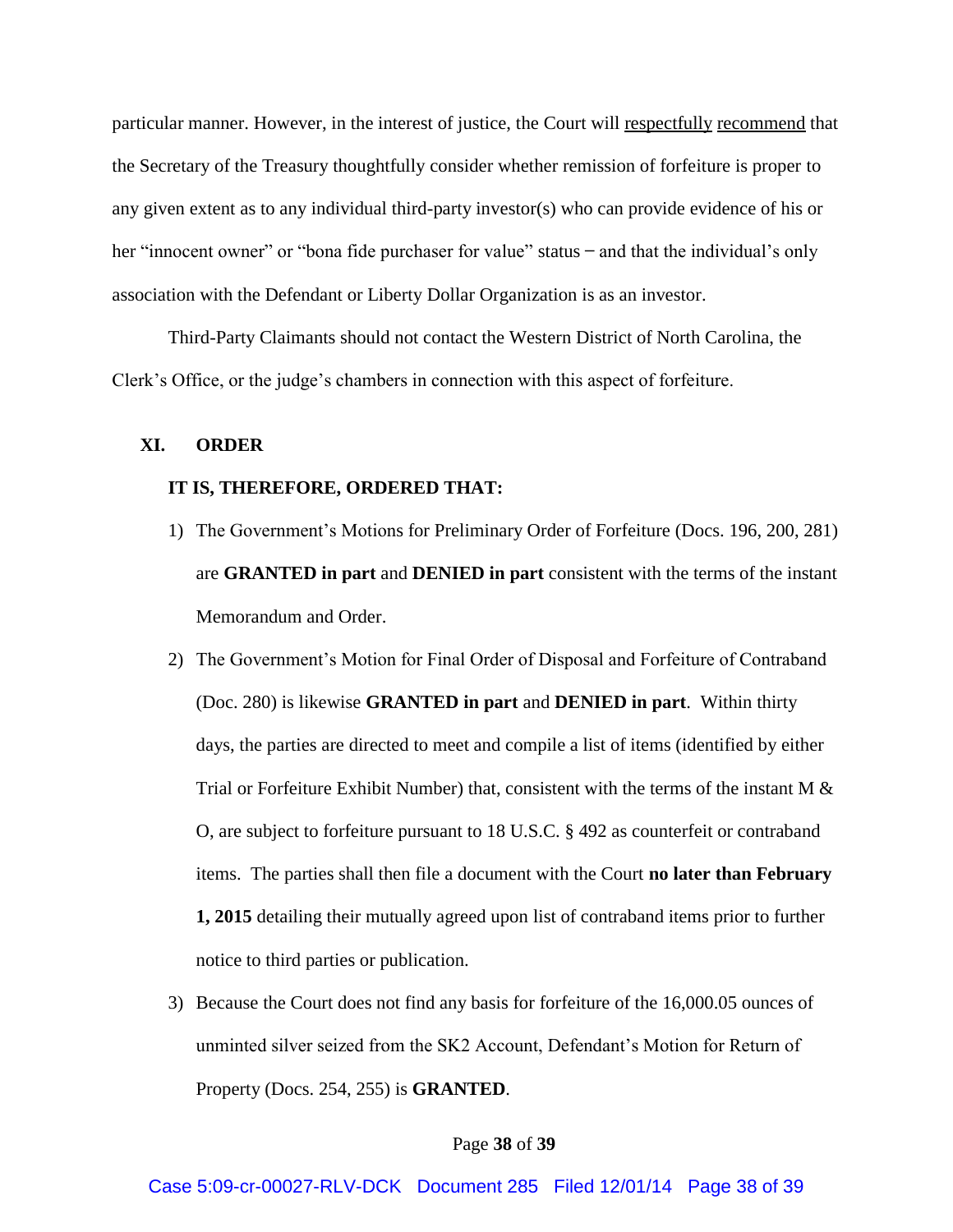particular manner. However, in the interest of justice, the Court will respectfully recommend that the Secretary of the Treasury thoughtfully consider whether remission of forfeiture is proper to any given extent as to any individual third-party investor(s) who can provide evidence of his or her "innocent owner" or "bona fide purchaser for value" status – and that the individual's only association with the Defendant or Liberty Dollar Organization is as an investor.

Third-Party Claimants should not contact the Western District of North Carolina, the Clerk's Office, or the judge's chambers in connection with this aspect of forfeiture.

## XI. ORDER

**IT IS, THEREFORE, ORDERED THAT:**

1) The Government's Motions for Preliminary Order of Forfeiture (Docs. 196, 200, 281) are **GRANTED in part** and **DENIED in part** consistent with the terms of the instant Memorandum and Order.

2) The Government's Motion for Final Order of Disposal and Forfeiture of Contraband (Doc. 280) is likewise **GRANTED in part** and **DENIED in part**. Within thirty days, the parties are directed to meet and compile a list of items (identified by either Trial or Forfeiture Exhibit Number) that, consistent with the terms of the instant M & O, are subject to forfeiture pursuant to 18 U.S.C. § 492 as counterfeit or contraband items. The parties shall then file a document with the Court **no later than February 1, 2015** detailing their mutually agreed upon list of contraband items prior to further notice to third parties or publication.

3) Because the Court does not find any basis for forfeiture of the 16,000.05 ounces of unminted silver seized from the SK2 Account, Defendant's Motion for Return of Property (Docs. 254, 255) is **GRANTED**.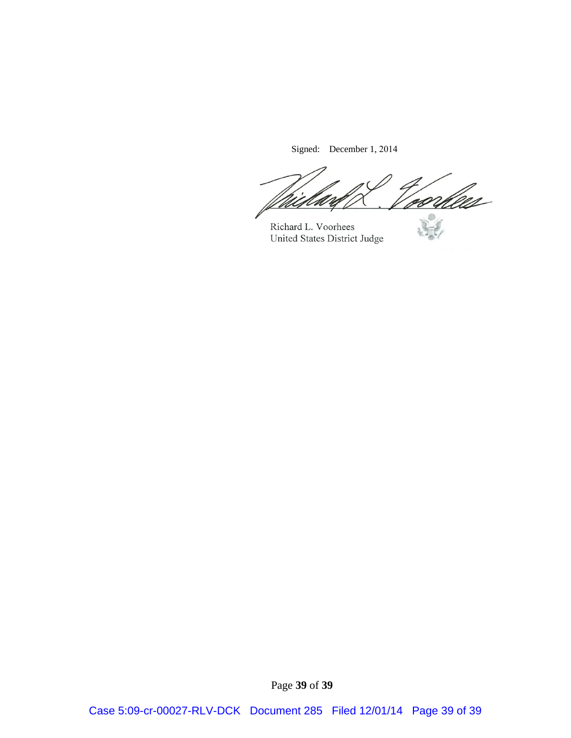Signed: December 1, 2014

Richard L. Voorhees
United States District Judge